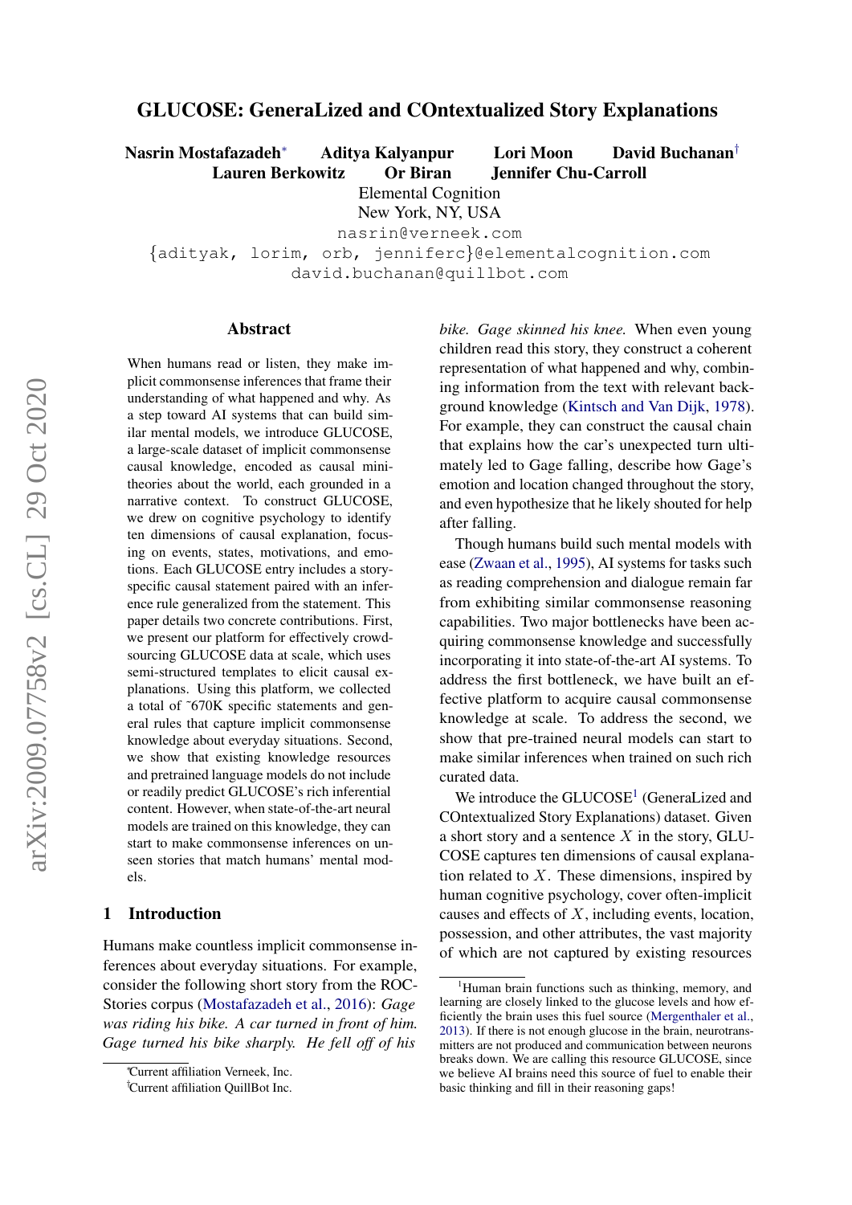# GLUCOSE: GeneraLized and COntextualized Story Explanations

**Nasrin Mostafazadeh**[*] **Aditya Kalyanpur** **Lori Moon** **David Buchanan**[†]
**Lauren Berkowitz** **Or Biran** **Jennifer Chu-Carroll**

Elemental Cognition
New York, NY, USA

nasrin@verneek.com
{adityak, lorim, orb, jenniferc}@elementalcognition.com
david.buchanan@quillbot.com

## Abstract

When humans read or listen, they make implicit commonsense inferences that frame their understanding of what happened and why. As a step toward AI systems that can build similar mental models, we introduce GLUCOSE, a large-scale dataset of implicit commonsense causal knowledge, encoded as causal mini-theories about the world, each grounded in a narrative context. To construct GLUCOSE, we drew on cognitive psychology to identify ten dimensions of causal explanation, focusing on events, states, motivations, and emotions. Each GLUCOSE entry includes a story-specific causal statement paired with an inference rule generalized from the statement. This paper details two concrete contributions. First, we present our platform for effectively crowdsourcing GLUCOSE data at scale, which uses semi-structured templates to elicit causal explanations. Using this platform, we collected a total of ~670K specific statements and general rules that capture implicit commonsense knowledge about everyday situations. Second, we show that existing knowledge resources and pretrained language models do not include or readily predict GLUCOSE's rich inferential content. However, when state-of-the-art neural models are trained on this knowledge, they can start to make commonsense inferences on unseen stories that match humans' mental models.

## 1 Introduction

Humans make countless implicit commonsense inferences about everyday situations. For example, consider the following short story from the ROCStories corpus (Mostafazadeh et al., 2016): *Gage was riding his bike. A car turned in front of him. Gage turned his bike sharply. He fell off of his bike. Gage skinned his knee.* When even young children read this story, they construct a coherent representation of what happened and why, combining information from the text with relevant background knowledge (Kintsch and Van Dijk, 1978). For example, they can construct the causal chain that explains how the car's unexpected turn ultimately led to Gage falling, describe how Gage's emotion and location changed throughout the story, and even hypothesize that he likely shouted for help after falling.

Though humans build such mental models with ease (Zwaan et al., 1995), AI systems for tasks such as reading comprehension and dialogue remain far from exhibiting similar commonsense reasoning capabilities. Two major bottlenecks have been acquiring commonsense knowledge and successfully incorporating it into state-of-the-art AI systems. To address the first bottleneck, we have built an effective platform to acquire causal commonsense knowledge at scale. To address the second, we show that pre-trained neural models can start to make similar inferences when trained on such rich curated data.

We introduce the GLUCOSE[1] (GeneraLized and COntextualized Story Explanations) dataset. Given a short story and a sentence $X$ in the story, GLUCOSE captures ten dimensions of causal explanation related to $X$. These dimensions, inspired by human cognitive psychology, cover often-implicit causes and effects of $X$, including events, location, possession, and other attributes, the vast majority of which are not captured by existing resources

[*]Current affiliation Verneek, Inc.
[†]Current affiliation QuillBot Inc.

[1]Human brain functions such as thinking, memory, and learning are closely linked to the glucose levels and how efficiently the brain uses this fuel source (Mergenthaler et al., 2013). If there is not enough glucose in the brain, neurotransmitters are not produced and communication between neurons breaks down. We are calling this resource GLUCOSE, since we believe AI brains need this source of fuel to enable their basic thinking and fill in their reasoning gaps!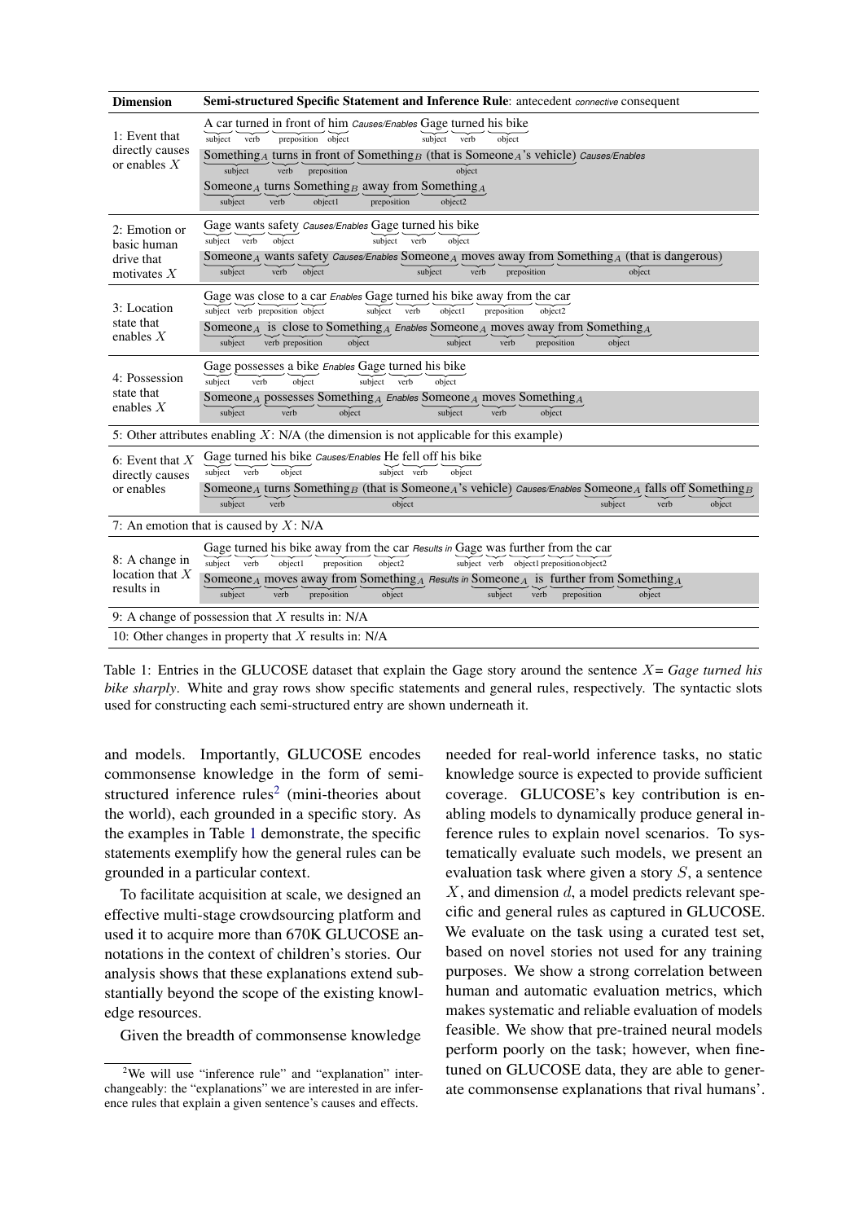| Dimension | Semi-structured Specific Statement and Inference Rule: antecedent *connective* consequent |
|---|---|
| 1: Event that directly causes or enables $X$ | A car (subject) turned (verb) in front of (preposition) him (object) *Causes/Enables* Gage (subject) turned (verb) his bike (object) |
| | Something$_A$ (subject) turns (verb) in front of (preposition) Something$_B$ (that is Someone$_A$'s vehicle) (object) *Causes/Enables* Someone$_A$ (subject) turns (verb) Something$_B$ (object1) away from (preposition) Something$_A$ (object2) |
| 2: Emotion or basic human drive that motivates $X$ | Gage (subject) wants (verb) safety (object) *Causes/Enables* Gage (subject) turned (verb) his bike (object) |
| | Someone$_A$ (subject) wants (verb) safety (object) *Causes/Enables* Someone$_A$ (subject) moves (verb) away from (preposition) Something$_A$ (that is dangerous) (object) |
| 3: Location state that enables $X$ | Gage (subject) was (verb) close to (preposition) a car (object) *Enables* Gage (subject) turned (verb) his bike (object1) away from (preposition) the car (object2) |
| | Someone$_A$ (subject) is (verb) close to (preposition) Something$_A$ (object) *Enables* Someone$_A$ (subject) moves (verb) away from (preposition) Something$_A$ (object) |
| 4: Possession state that enables $X$ | Gage (subject) possesses (verb) a bike (object) *Enables* Gage (subject) turned (verb) his bike (object) |
| | Someone$_A$ (subject) possesses (verb) Something$_A$ (object) *Enables* Someone$_A$ (subject) moves (verb) Something$_A$ (object) |
| 5: Other attributes enabling $X$: N/A (the dimension is not applicable for this example) | |
| 6: Event that $X$ directly causes or enables | Gage (subject) turned (verb) his bike (object) *Causes/Enables* He (subject) fell off (verb) his bike (object) |
| | Someone$_A$ (subject) turns (verb) Something$_B$ (that is Someone$_A$'s vehicle) (object) *Causes/Enables* Someone$_A$ (subject) falls off (verb) Something$_B$ (object) |
| 7: An emotion that is caused by $X$: N/A | |
| 8: A change in location that $X$ results in | Gage (subject) turned (verb) his bike (object1) away from (preposition) the car (object2) *Results in* Gage (subject) was (verb) further (object1) from (preposition) the car (object2) |
| | Someone$_A$ (subject) moves (verb) away from (preposition) Something$_A$ (object) *Results in* Someone$_A$ (subject) is (verb) further from (preposition) Something$_A$ (object) |
| 9: A change of possession that $X$ results in: N/A | |
| 10: Other changes in property that $X$ results in: N/A | |

Table 1: Entries in the GLUCOSE dataset that explain the Gage story around the sentence $X$= *Gage turned his bike sharply*. White and gray rows show specific statements and general rules, respectively. The syntactic slots used for constructing each semi-structured entry are shown underneath it.

and models. Importantly, GLUCOSE encodes commonsense knowledge in the form of semi-structured inference rules[2] (mini-theories about the world), each grounded in a specific story. As the examples in Table 1 demonstrate, the specific statements exemplify how the general rules can be grounded in a particular context.

To facilitate acquisition at scale, we designed an effective multi-stage crowdsourcing platform and used it to acquire more than 670K GLUCOSE annotations in the context of children's stories. Our analysis shows that these explanations extend substantially beyond the scope of the existing knowledge resources.

Given the breadth of commonsense knowledge needed for real-world inference tasks, no static knowledge source is expected to provide sufficient coverage. GLUCOSE's key contribution is enabling models to dynamically produce general inference rules to explain novel scenarios. To systematically evaluate such models, we present an evaluation task where given a story $S$, a sentence $X$, and dimension $d$, a model predicts relevant specific and general rules as captured in GLUCOSE. We evaluate on the task using a curated test set, based on novel stories not used for any training purposes. We show a strong correlation between human and automatic evaluation metrics, which makes systematic and reliable evaluation of models feasible. We show that pre-trained neural models perform poorly on the task; however, when fine-tuned on GLUCOSE data, they are able to generate commonsense explanations that rival humans'.

[2] We will use "inference rule" and "explanation" interchangeably: the "explanations" we are interested in are inference rules that explain a given sentence's causes and effects.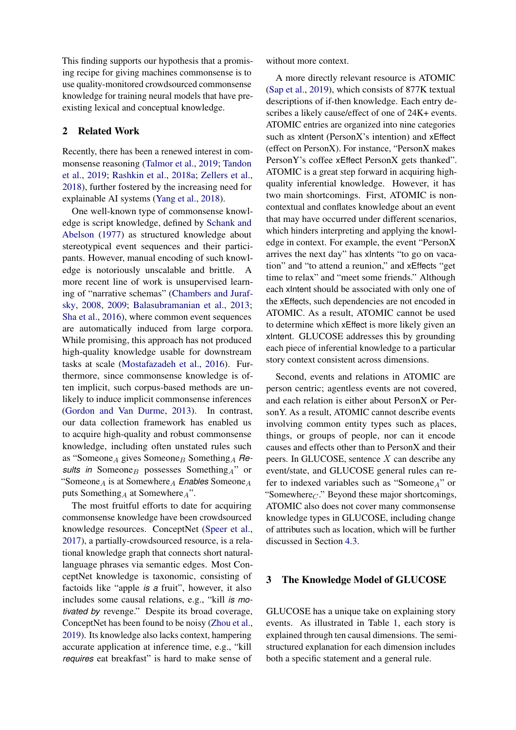This finding supports our hypothesis that a promising recipe for giving machines commonsense is to use quality-monitored crowdsourced commonsense knowledge for training neural models that have pre-existing lexical and conceptual knowledge.

## 2 Related Work

Recently, there has been a renewed interest in commonsense reasoning (Talmor et al., 2019; Tandon et al., 2019; Rashkin et al., 2018a; Zellers et al., 2018), further fostered by the increasing need for explainable AI systems (Yang et al., 2018).

One well-known type of commonsense knowledge is script knowledge, defined by Schank and Abelson (1977) as structured knowledge about stereotypical event sequences and their participants. However, manual encoding of such knowledge is notoriously unscalable and brittle. A more recent line of work is unsupervised learning of "narrative schemas" (Chambers and Jurafsky, 2008, 2009; Balasubramanian et al., 2013; Sha et al., 2016), where common event sequences are automatically induced from large corpora. While promising, this approach has not produced high-quality knowledge usable for downstream tasks at scale (Mostafazadeh et al., 2016). Furthermore, since commonsense knowledge is often implicit, such corpus-based methods are unlikely to induce implicit commonsense inferences (Gordon and Van Durme, 2013). In contrast, our data collection framework has enabled us to acquire high-quality and robust commonsense knowledge, including often unstated rules such as "Someone$_A$ gives Someone$_B$ Something$_A$ *Results in* Someone$_B$ possesses Something$_A$" or "Someone$_A$ is at Somewhere$_A$ *Enables* Someone$_A$ puts Something$_A$ at Somewhere$_A$".

The most fruitful efforts to date for acquiring commonsense knowledge have been crowdsourced knowledge resources. ConceptNet (Speer et al., 2017), a partially-crowdsourced resource, is a relational knowledge graph that connects short natural-language phrases via semantic edges. Most ConceptNet knowledge is taxonomic, consisting of factoids like "apple *is a* fruit", however, it also includes some causal relations, e.g., "kill *is motivated by* revenge." Despite its broad coverage, ConceptNet has been found to be noisy (Zhou et al., 2019). Its knowledge also lacks context, hampering accurate application at inference time, e.g., "kill *requires* eat breakfast" is hard to make sense of without more context.

A more directly relevant resource is ATOMIC (Sap et al., 2019), which consists of 877K textual descriptions of if-then knowledge. Each entry describes a likely cause/effect of one of 24K+ events. ATOMIC entries are organized into nine categories such as xIntent (PersonX's intention) and xEffect (effect on PersonX). For instance, "PersonX makes PersonY's coffee xEffect PersonX gets thanked". ATOMIC is a great step forward in acquiring high-quality inferential knowledge. However, it has two main shortcomings. First, ATOMIC is non-contextual and conflates knowledge about an event that may have occurred under different scenarios, which hinders interpreting and applying the knowledge in context. For example, the event "PersonX arrives the next day" has xIntents "to go on vacation" and "to attend a reunion," and xEffects "get time to relax" and "meet some friends." Although each xIntent should be associated with only one of the xEffects, such dependencies are not encoded in ATOMIC. As a result, ATOMIC cannot be used to determine which xEffect is more likely given an xIntent. GLUCOSE addresses this by grounding each piece of inferential knowledge to a particular story context consistent across dimensions.

Second, events and relations in ATOMIC are person centric; agentless events are not covered, and each relation is either about PersonX or PersonY. As a result, ATOMIC cannot describe events involving common entity types such as places, things, or groups of people, nor can it encode causes and effects other than to PersonX and their peers. In GLUCOSE, sentence $X$ can describe any event/state, and GLUCOSE general rules can refer to indexed variables such as "Someone$_A$" or "Somewhere$_C$." Beyond these major shortcomings, ATOMIC also does not cover many commonsense knowledge types in GLUCOSE, including change of attributes such as location, which will be further discussed in Section 4.3.

## 3 The Knowledge Model of GLUCOSE

GLUCOSE has a unique take on explaining story events. As illustrated in Table 1, each story is explained through ten causal dimensions. The semi-structured explanation for each dimension includes both a specific statement and a general rule.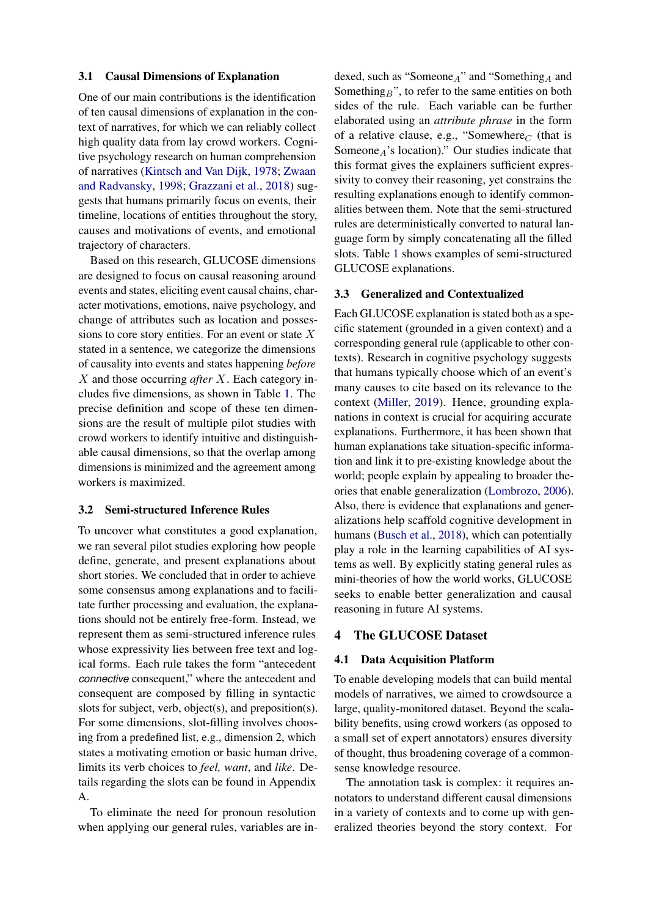### 3.1 Causal Dimensions of Explanation

One of our main contributions is the identification of ten causal dimensions of explanation in the context of narratives, for which we can reliably collect high quality data from lay crowd workers. Cognitive psychology research on human comprehension of narratives (Kintsch and Van Dijk, 1978; Zwaan and Radvansky, 1998; Grazzani et al., 2018) suggests that humans primarily focus on events, their timeline, locations of entities throughout the story, causes and motivations of events, and emotional trajectory of characters.

Based on this research, GLUCOSE dimensions are designed to focus on causal reasoning around events and states, eliciting event causal chains, character motivations, emotions, naive psychology, and change of attributes such as location and possessions to core story entities. For an event or state $X$ stated in a sentence, we categorize the dimensions of causality into events and states happening *before* $X$ and those occurring *after* $X$. Each category includes five dimensions, as shown in Table 1. The precise definition and scope of these ten dimensions are the result of multiple pilot studies with crowd workers to identify intuitive and distinguishable causal dimensions, so that the overlap among dimensions is minimized and the agreement among workers is maximized.

### 3.2 Semi-structured Inference Rules

To uncover what constitutes a good explanation, we ran several pilot studies exploring how people define, generate, and present explanations about short stories. We concluded that in order to achieve some consensus among explanations and to facilitate further processing and evaluation, the explanations should not be entirely free-form. Instead, we represent them as semi-structured inference rules whose expressivity lies between free text and logical forms. Each rule takes the form "antecedent *connective* consequent," where the antecedent and consequent are composed by filling in syntactic slots for subject, verb, object(s), and preposition(s). For some dimensions, slot-filling involves choosing from a predefined list, e.g., dimension 2, which states a motivating emotion or basic human drive, limits its verb choices to *feel, want*, and *like*. Details regarding the slots can be found in Appendix A.

To eliminate the need for pronoun resolution when applying our general rules, variables are indexed, such as "Someone$_A$" and "Something$_A$ and Something$_B$", to refer to the same entities on both sides of the rule. Each variable can be further elaborated using an *attribute phrase* in the form of a relative clause, e.g., "Somewhere$_C$ (that is Someone$_A$'s location)." Our studies indicate that this format gives the explainers sufficient expressivity to convey their reasoning, yet constrains the resulting explanations enough to identify commonalities between them. Note that the semi-structured rules are deterministically converted to natural language form by simply concatenating all the filled slots. Table 1 shows examples of semi-structured GLUCOSE explanations.

### 3.3 Generalized and Contextualized

Each GLUCOSE explanation is stated both as a specific statement (grounded in a given context) and a corresponding general rule (applicable to other contexts). Research in cognitive psychology suggests that humans typically choose which of an event's many causes to cite based on its relevance to the context (Miller, 2019). Hence, grounding explanations in context is crucial for acquiring accurate explanations. Furthermore, it has been shown that human explanations take situation-specific information and link it to pre-existing knowledge about the world; people explain by appealing to broader theories that enable generalization (Lombrozo, 2006). Also, there is evidence that explanations and generalizations help scaffold cognitive development in humans (Busch et al., 2018), which can potentially play a role in the learning capabilities of AI systems as well. By explicitly stating general rules as mini-theories of how the world works, GLUCOSE seeks to enable better generalization and causal reasoning in future AI systems.

## 4 The GLUCOSE Dataset

### 4.1 Data Acquisition Platform

To enable developing models that can build mental models of narratives, we aimed to crowdsource a large, quality-monitored dataset. Beyond the scalability benefits, using crowd workers (as opposed to a small set of expert annotators) ensures diversity of thought, thus broadening coverage of a commonsense knowledge resource.

The annotation task is complex: it requires annotators to understand different causal dimensions in a variety of contexts and to come up with generalized theories beyond the story context. For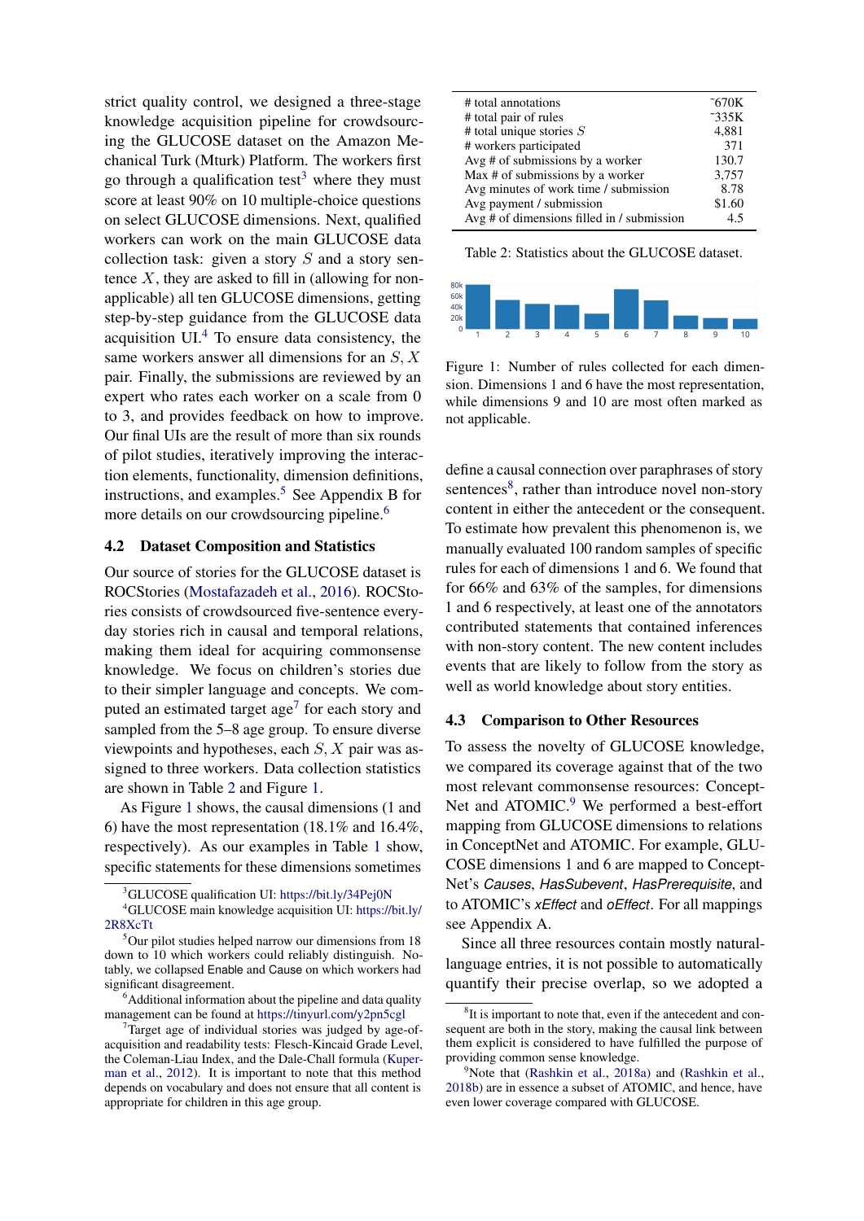strict quality control, we designed a three-stage knowledge acquisition pipeline for crowdsourcing the GLUCOSE dataset on the Amazon Mechanical Turk (Mturk) Platform. The workers first go through a qualification test[3] where they must score at least 90% on 10 multiple-choice questions on select GLUCOSE dimensions. Next, qualified workers can work on the main GLUCOSE data collection task: given a story $S$ and a story sentence $X$, they are asked to fill in (allowing for non-applicable) all ten GLUCOSE dimensions, getting step-by-step guidance from the GLUCOSE data acquisition UI.[4] To ensure data consistency, the same workers answer all dimensions for an $S, X$ pair. Finally, the submissions are reviewed by an expert who rates each worker on a scale from 0 to 3, and provides feedback on how to improve. Our final UIs are the result of more than six rounds of pilot studies, iteratively improving the interaction elements, functionality, dimension definitions, instructions, and examples.[5] See Appendix B for more details on our crowdsourcing pipeline.[6]

## 4.2 Dataset Composition and Statistics

Our source of stories for the GLUCOSE dataset is ROCStories (Mostafazadeh et al., 2016). ROCStories consists of crowdsourced five-sentence everyday stories rich in causal and temporal relations, making them ideal for acquiring commonsense knowledge. We focus on children's stories due to their simpler language and concepts. We computed an estimated target age[7] for each story and sampled from the 5–8 age group. To ensure diverse viewpoints and hypotheses, each $S, X$ pair was assigned to three workers. Data collection statistics are shown in Table 2 and Figure 1.

As Figure 1 shows, the causal dimensions (1 and 6) have the most representation (18.1% and 16.4%, respectively). As our examples in Table 1 show, specific statements for these dimensions sometimes define a causal connection over paraphrases of story sentences[8], rather than introduce novel non-story content in either the antecedent or the consequent. To estimate how prevalent this phenomenon is, we manually evaluated 100 random samples of specific rules for each of dimensions 1 and 6. We found that for 66% and 63% of the samples, for dimensions 1 and 6 respectively, at least one of the annotators contributed statements that contained inferences with non-story content. The new content includes events that are likely to follow from the story as well as world knowledge about story entities.

| | |
|---|---|
| # total annotations | ~670K |
| # total pair of rules | ~335K |
| # total unique stories $S$ | 4,881 |
| # workers participated | 371 |
| Avg # of submissions by a worker | 130.7 |
| Max # of submissions by a worker | 3,757 |
| Avg minutes of work time / submission | 8.78 |
| Avg payment / submission | \$1.60 |
| Avg # of dimensions filled in / submission | 4.5 |

Table 2: Statistics about the GLUCOSE dataset.

Figure 1: Number of rules collected for each dimension. Dimensions 1 and 6 have the most representation, while dimensions 9 and 10 are most often marked as not applicable.

## 4.3 Comparison to Other Resources

To assess the novelty of GLUCOSE knowledge, we compared its coverage against that of the two most relevant commonsense resources: ConceptNet and ATOMIC.[9] We performed a best-effort mapping from GLUCOSE dimensions to relations in ConceptNet and ATOMIC. For example, GLUCOSE dimensions 1 and 6 are mapped to ConceptNet's *Causes*, *HasSubevent*, *HasPrerequisite*, and to ATOMIC's *xEffect* and *oEffect*. For all mappings see Appendix A.

Since all three resources contain mostly natural-language entries, it is not possible to automatically quantify their precise overlap, so we adopted a

---

[3] GLUCOSE qualification UI: https://bit.ly/34Pej0N

[4] GLUCOSE main knowledge acquisition UI: https://bit.ly/2R8XcTt

[5] Our pilot studies helped narrow our dimensions from 18 down to 10 which workers could reliably distinguish. Notably, we collapsed Enable and Cause on which workers had significant disagreement.

[6] Additional information about the pipeline and data quality management can be found at https://tinyurl.com/y2pn5cgl

[7] Target age of individual stories was judged by age-of-acquisition and readability tests: Flesch-Kincaid Grade Level, the Coleman-Liau Index, and the Dale-Chall formula (Kuperman et al., 2012). It is important to note that this method depends on vocabulary and does not ensure that all content is appropriate for children in this age group.

[8] It is important to note that, even if the antecedent and consequent are both in the story, making the causal link between them explicit is considered to have fulfilled the purpose of providing common sense knowledge.

[9] Note that (Rashkin et al., 2018a) and (Rashkin et al., 2018b) are in essence a subset of ATOMIC, and hence, have even lower coverage compared with GLUCOSE.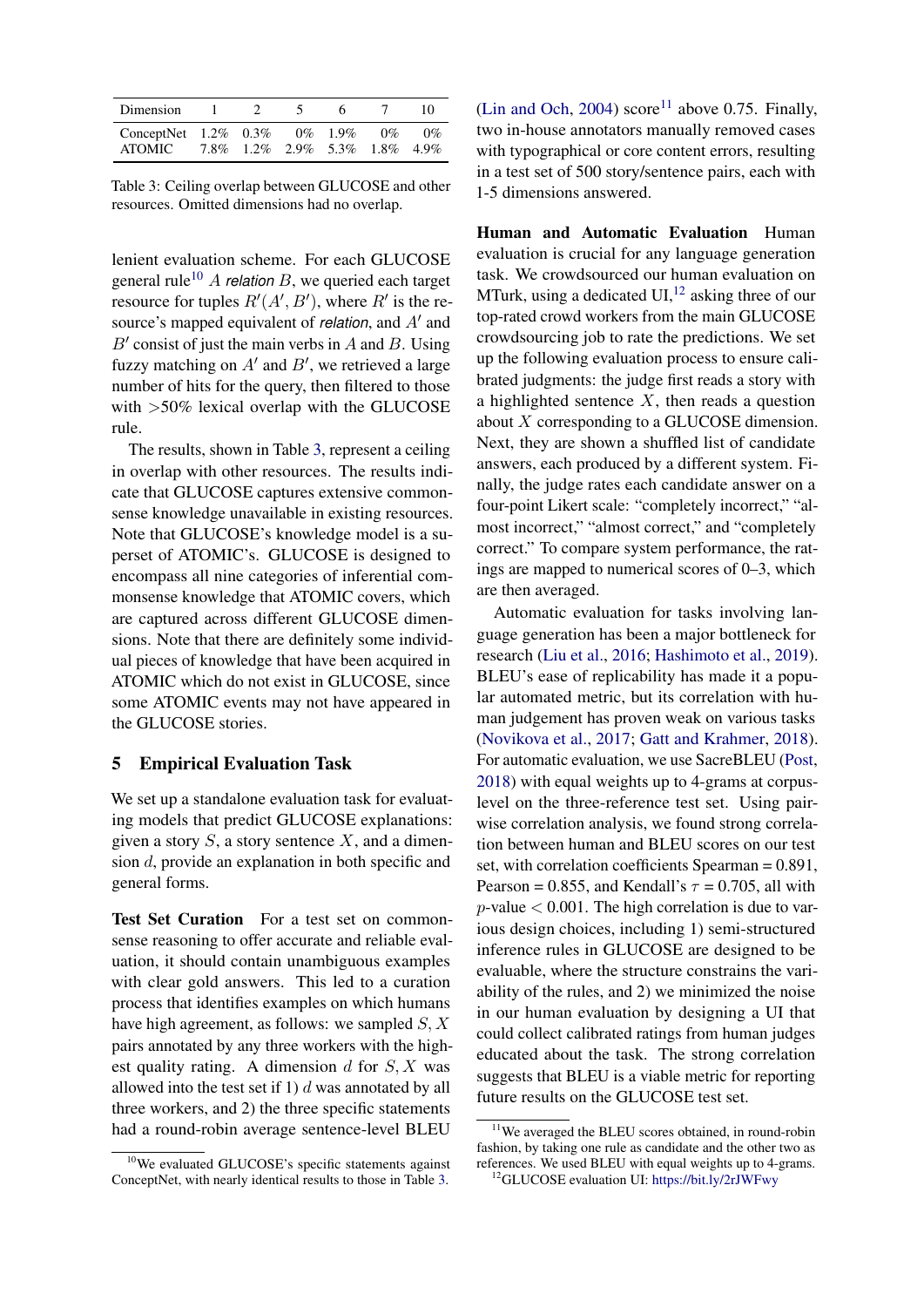| Dimension | 1 | 2 | 5 | 6 | 7 | 10 |
|---|---|---|---|---|---|---|
| ConceptNet | 1.2% | 0.3% | 0% | 1.9% | 0% | 0% |
| ATOMIC | 7.8% | 1.2% | 2.9% | 5.3% | 1.8% | 4.9% |

Table 3: Ceiling overlap between GLUCOSE and other resources. Omitted dimensions had no overlap.

lenient evaluation scheme. For each GLUCOSE general rule[10] $A$ *relation* $B$, we queried each target resource for tuples $R'(A', B')$, where $R'$ is the resource's mapped equivalent of *relation*, and $A'$ and $B'$ consist of just the main verbs in $A$ and $B$. Using fuzzy matching on $A'$ and $B'$, we retrieved a large number of hits for the query, then filtered to those with >50% lexical overlap with the GLUCOSE rule.

The results, shown in Table 3, represent a ceiling in overlap with other resources. The results indicate that GLUCOSE captures extensive commonsense knowledge unavailable in existing resources. Note that GLUCOSE's knowledge model is a superset of ATOMIC's. GLUCOSE is designed to encompass all nine categories of inferential commonsense knowledge that ATOMIC covers, which are captured across different GLUCOSE dimensions. Note that there are definitely some individual pieces of knowledge that have been acquired in ATOMIC which do not exist in GLUCOSE, since some ATOMIC events may not have appeared in the GLUCOSE stories.

## 5 Empirical Evaluation Task

We set up a standalone evaluation task for evaluating models that predict GLUCOSE explanations: given a story $S$, a story sentence $X$, and a dimension $d$, provide an explanation in both specific and general forms.

**Test Set Curation** For a test set on commonsense reasoning to offer accurate and reliable evaluation, it should contain unambiguous examples with clear gold answers. This led to a curation process that identifies examples on which humans have high agreement, as follows: we sampled $S, X$ pairs annotated by any three workers with the highest quality rating. A dimension $d$ for $S, X$ was allowed into the test set if 1) $d$ was annotated by all three workers, and 2) the three specific statements had a round-robin average sentence-level BLEU (Lin and Och, 2004) score[11] above 0.75. Finally, two in-house annotators manually removed cases with typographical or core content errors, resulting in a test set of 500 story/sentence pairs, each with 1-5 dimensions answered.

**Human and Automatic Evaluation** Human evaluation is crucial for any language generation task. We crowdsourced our human evaluation on MTurk, using a dedicated UI,[12] asking three of our top-rated crowd workers from the main GLUCOSE crowdsourcing job to rate the predictions. We set up the following evaluation process to ensure calibrated judgments: the judge first reads a story with a highlighted sentence $X$, then reads a question about $X$ corresponding to a GLUCOSE dimension. Next, they are shown a shuffled list of candidate answers, each produced by a different system. Finally, the judge rates each candidate answer on a four-point Likert scale: "completely incorrect," "almost incorrect," "almost correct," and "completely correct." To compare system performance, the ratings are mapped to numerical scores of 0–3, which are then averaged.

Automatic evaluation for tasks involving language generation has been a major bottleneck for research (Liu et al., 2016; Hashimoto et al., 2019). BLEU's ease of replicability has made it a popular automated metric, but its correlation with human judgement has proven weak on various tasks (Novikova et al., 2017; Gatt and Krahmer, 2018). For automatic evaluation, we use SacreBLEU (Post, 2018) with equal weights up to 4-grams at corpus-level on the three-reference test set. Using pairwise correlation analysis, we found strong correlation between human and BLEU scores on our test set, with correlation coefficients Spearman = 0.891, Pearson = 0.855, and Kendall's $\tau$ = 0.705, all with $p$-value $< 0.001$. The high correlation is due to various design choices, including 1) semi-structured inference rules in GLUCOSE are designed to be evaluable, where the structure constrains the variability of the rules, and 2) we minimized the noise in our human evaluation by designing a UI that could collect calibrated ratings from human judges educated about the task. The strong correlation suggests that BLEU is a viable metric for reporting future results on the GLUCOSE test set.

[10] We evaluated GLUCOSE's specific statements against ConceptNet, with nearly identical results to those in Table 3.

[11] We averaged the BLEU scores obtained, in round-robin fashion, by taking one rule as candidate and the other two as references. We used BLEU with equal weights up to 4-grams.

[12] GLUCOSE evaluation UI: https://bit.ly/2rJWFwy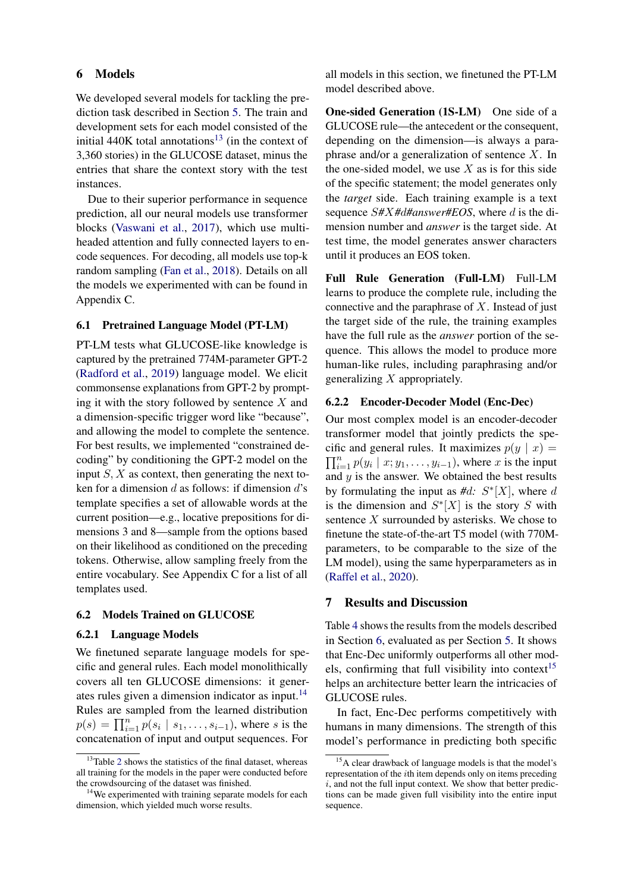## 6 Models

We developed several models for tackling the prediction task described in Section 5. The train and development sets for each model consisted of the initial 440K total annotations[13] (in the context of 3,360 stories) in the GLUCOSE dataset, minus the entries that share the context story with the test instances.

Due to their superior performance in sequence prediction, all our neural models use transformer blocks (Vaswani et al., 2017), which use multi-headed attention and fully connected layers to encode sequences. For decoding, all models use top-k random sampling (Fan et al., 2018). Details on all the models we experimented with can be found in Appendix C.

### 6.1 Pretrained Language Model (PT-LM)

PT-LM tests what GLUCOSE-like knowledge is captured by the pretrained 774M-parameter GPT-2 (Radford et al., 2019) language model. We elicit commonsense explanations from GPT-2 by prompting it with the story followed by sentence $X$ and a dimension-specific trigger word like "because", and allowing the model to complete the sentence. For best results, we implemented "constrained decoding" by conditioning the GPT-2 model on the input $S, X$ as context, then generating the next token for a dimension $d$ as follows: if dimension $d$'s template specifies a set of allowable words at the current position—e.g., locative prepositions for dimensions 3 and 8—sample from the options based on their likelihood as conditioned on the preceding tokens. Otherwise, allow sampling freely from the entire vocabulary. See Appendix C for a list of all templates used.

### 6.2 Models Trained on GLUCOSE

#### 6.2.1 Language Models

We finetuned separate language models for specific and general rules. Each model monolithically covers all ten GLUCOSE dimensions: it generates rules given a dimension indicator as input.[14] Rules are sampled from the learned distribution $p(s) = \prod_{i=1}^{n} p(s_i \mid s_1, \ldots, s_{i-1})$, where $s$ is the concatenation of input and output sequences. For all models in this section, we finetuned the PT-LM model described above.

**One-sided Generation (1S-LM)** One side of a GLUCOSE rule—the antecedent or the consequent, depending on the dimension—is always a paraphrase and/or a generalization of sentence $X$. In the one-sided model, we use $X$ as is for this side of the specific statement; the model generates only the *target* side. Each training example is a text sequence *S#X#d#answer#EOS*, where $d$ is the dimension number and *answer* is the target side. At test time, the model generates answer characters until it produces an EOS token.

**Full Rule Generation (Full-LM)** Full-LM learns to produce the complete rule, including the connective and the paraphrase of $X$. Instead of just the target side of the rule, the training examples have the full rule as the *answer* portion of the sequence. This allows the model to produce more human-like rules, including paraphrasing and/or generalizing $X$ appropriately.

#### 6.2.2 Encoder-Decoder Model (Enc-Dec)

Our most complex model is an encoder-decoder transformer model that jointly predicts the specific and general rules. It maximizes $p(y \mid x) = \prod_{i=1}^{n} p(y_i \mid x; y_1, \ldots, y_{i-1})$, where $x$ is the input and $y$ is the answer. We obtained the best results by formulating the input as *#d: $S^*[X]$*, where $d$ is the dimension and $S^*[X]$ is the story $S$ with sentence $X$ surrounded by asterisks. We chose to finetune the state-of-the-art T5 model (with 770M-parameters, to be comparable to the size of the LM model), using the same hyperparameters as in (Raffel et al., 2020).

## 7 Results and Discussion

Table 4 shows the results from the models described in Section 6, evaluated as per Section 5. It shows that Enc-Dec uniformly outperforms all other models, confirming that full visibility into context[15] helps an architecture better learn the intricacies of GLUCOSE rules.

In fact, Enc-Dec performs competitively with humans in many dimensions. The strength of this model's performance in predicting both specific

---

[13] Table 2 shows the statistics of the final dataset, whereas all training for the models in the paper were conducted before the crowdsourcing of the dataset was finished.

[14] We experimented with training separate models for each dimension, which yielded much worse results.

[15] A clear drawback of language models is that the model's representation of the $i$th item depends only on items preceding $i$, and not the full input context. We show that better predictions can be made given full visibility into the entire input sequence.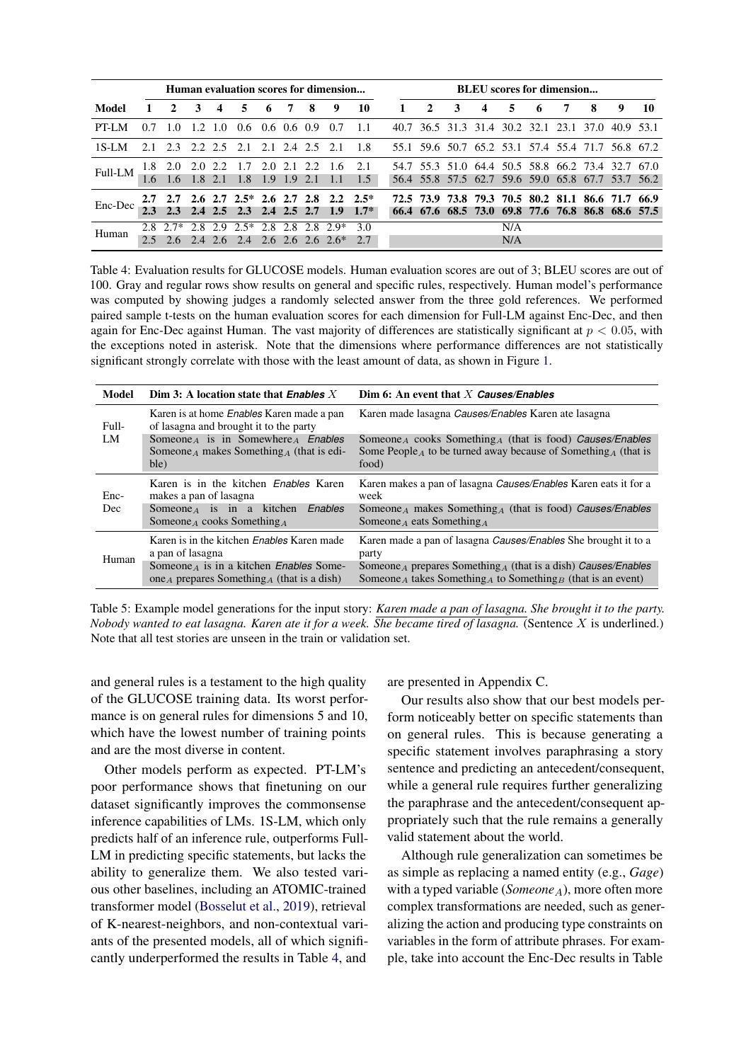| Model | Human evaluation scores for dimension... | | | | | | | | | | BLEU scores for dimension... | | | | | | | | | |
|---|---|---|---|---|---|---|---|---|---|---|---|---|---|---|---|---|---|---|---|---|
| | 1 | 2 | 3 | 4 | 5 | 6 | 7 | 8 | 9 | 10 | 1 | 2 | 3 | 4 | 5 | 6 | 7 | 8 | 9 | 10 |
| PT-LM | 0.7 | 1.0 | 1.2 | 1.0 | 0.6 | 0.6 | 0.6 | 0.9 | 0.7 | 1.1 | 40.7 | 36.5 | 31.3 | 31.4 | 30.2 | 32.1 | 23.1 | 37.0 | 40.9 | 53.1 |
| 1S-LM | 2.1 | 2.3 | 2.2 | 2.5 | 2.1 | 2.1 | 2.4 | 2.5 | 2.1 | 1.8 | 55.1 | 59.6 | 50.7 | 65.2 | 53.1 | 57.4 | 55.4 | 71.7 | 56.8 | 67.2 |
| Full-LM | 1.8 | 2.0 | 2.0 | 2.2 | 1.7 | 2.0 | 2.1 | 2.2 | 1.6 | 2.1 | 54.7 | 55.3 | 51.0 | 64.4 | 50.5 | 58.8 | 66.2 | 73.4 | 32.7 | 67.0 |
| | 1.6 | 1.6 | 1.8 | 2.1 | 1.8 | 1.9 | 1.9 | 2.1 | 1.1 | 1.5 | 56.4 | 55.8 | 57.5 | 62.7 | 59.6 | 59.0 | 65.8 | 67.7 | 53.7 | 56.2 |
| Enc-Dec | **2.7** | **2.7** | **2.6** | **2.7** | **2.5*** | **2.6** | **2.7** | **2.8** | **2.2** | **2.5*** | **72.5** | **73.9** | **73.8** | **79.3** | **70.5** | **80.2** | **81.1** | **86.6** | **71.7** | **66.9** |
| | **2.3** | **2.3** | **2.4** | **2.5** | **2.3** | **2.4** | **2.5** | **2.7** | **1.9** | **1.7*** | **66.4** | **67.6** | **68.5** | **73.0** | **69.8** | **77.6** | **76.8** | **86.8** | **68.6** | **57.5** |
| Human | 2.8 | 2.7* | 2.8 | 2.9 | 2.5* | 2.8 | 2.8 | 2.8 | 2.9* | 3.0 | N/A | | | | | | | | | |
| | 2.5 | 2.6 | 2.4 | 2.6 | 2.4 | 2.6 | 2.6 | 2.6 | 2.6* | 2.7 | N/A | | | | | | | | | |

Table 4: Evaluation results for GLUCOSE models. Human evaluation scores are out of 3; BLEU scores are out of 100. Gray and regular rows show results on general and specific rules, respectively. Human model's performance was computed by showing judges a randomly selected answer from the three gold references. We performed paired sample t-tests on the human evaluation scores for each dimension for Full-LM against Enc-Dec, and then again for Enc-Dec against Human. The vast majority of differences are statistically significant at $p < 0.05$, with the exceptions noted in asterisk. Note that the dimensions where performance differences are not statistically significant strongly correlate with those with the least amount of data, as shown in Figure 1.

| Model | Dim 3: A location state that *Enables* $X$ | Dim 6: An event that $X$ *Causes/Enables* |
|---|---|---|
| Full-LM | Karen is at home *Enables* Karen made a pan of lasagna and brought it to the party | Karen made lasagna *Causes/Enables* Karen ate lasagna |
| | $\text{Someone}_A$ is in $\text{Somewhere}_A$ *Enables* $\text{Someone}_A$ makes $\text{Something}_A$ (that is edible) | $\text{Someone}_A$ cooks $\text{Something}_A$ (that is food) *Causes/Enables* Some $\text{People}_A$ to be turned away because of $\text{Something}_A$ (that is food) |
| Enc-Dec | Karen is in the kitchen *Enables* Karen makes a pan of lasagna | Karen makes a pan of lasagna *Causes/Enables* Karen eats it for a week |
| | $\text{Someone}_A$ is in a kitchen *Enables* $\text{Someone}_A$ cooks $\text{Something}_A$ | $\text{Someone}_A$ makes $\text{Something}_A$ (that is food) *Causes/Enables* $\text{Someone}_A$ eats $\text{Something}_A$ |
| Human | Karen is in the kitchen *Enables* Karen made a pan of lasagna | Karen made a pan of lasagna *Causes/Enables* She brought it to a party |
| | $\text{Someone}_A$ is in a kitchen *Enables* $\text{Someone}_A$ prepares $\text{Something}_A$ (that is a dish) | $\text{Someone}_A$ prepares $\text{Something}_A$ (that is a dish) *Causes/Enables* $\text{Someone}_A$ takes $\text{Something}_A$ to $\text{Something}_B$ (that is an event) |

Table 5: Example model generations for the input story: *Karen made a pan of lasagna. She brought it to the party. Nobody wanted to eat lasagna. Karen ate it for a week. She became tired of lasagna.* (Sentence $X$ is underlined.) Note that all test stories are unseen in the train or validation set.

and general rules is a testament to the high quality of the GLUCOSE training data. Its worst performance is on general rules for dimensions 5 and 10, which have the lowest number of training points and are the most diverse in content.

Other models perform as expected. PT-LM's poor performance shows that finetuning on our dataset significantly improves the commonsense inference capabilities of LMs. 1S-LM, which only predicts half of an inference rule, outperforms Full-LM in predicting specific statements, but lacks the ability to generalize them. We also tested various other baselines, including an ATOMIC-trained transformer model (Bosselut et al., 2019), retrieval of K-nearest-neighbors, and non-contextual variants of the presented models, all of which significantly underperformed the results in Table 4, and are presented in Appendix C.

Our results also show that our best models perform noticeably better on specific statements than on general rules. This is because generating a specific statement involves paraphrasing a story sentence and predicting an antecedent/consequent, while a general rule requires further generalizing the paraphrase and the antecedent/consequent appropriately such that the rule remains a generally valid statement about the world.

Although rule generalization can sometimes be as simple as replacing a named entity (e.g., *Gage*) with a typed variable ($\text{Someone}_A$), more often more complex transformations are needed, such as generalizing the action and producing type constraints on variables in the form of attribute phrases. For example, take into account the Enc-Dec results in Table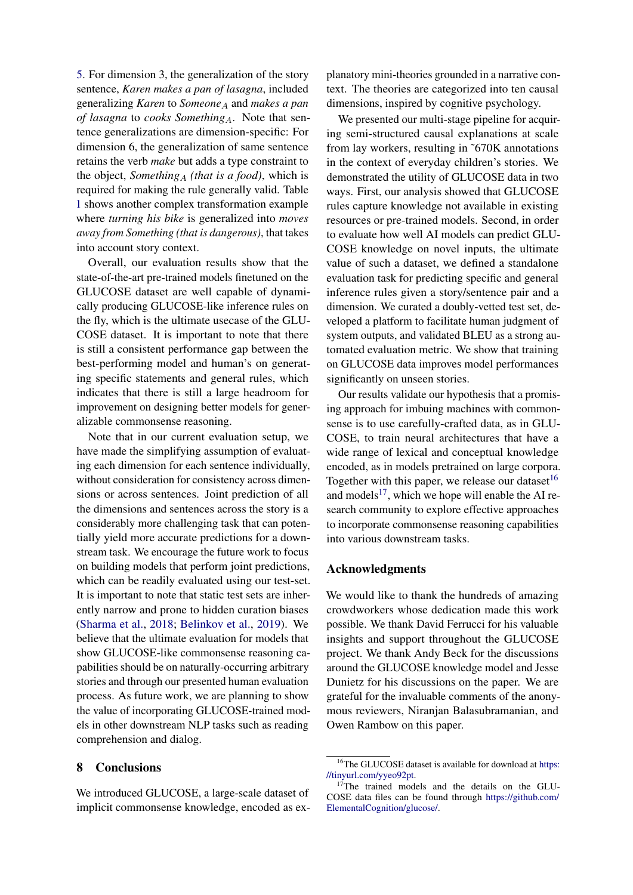5. For dimension 3, the generalization of the story sentence, *Karen makes a pan of lasagna*, included generalizing *Karen* to *Someone*$_A$ and *makes a pan of lasagna* to *cooks Something*$_A$. Note that sentence generalizations are dimension-specific: For dimension 6, the generalization of same sentence retains the verb *make* but adds a type constraint to the object, *Something*$_A$ *(that is a food)*, which is required for making the rule generally valid. Table 1 shows another complex transformation example where *turning his bike* is generalized into *moves away from Something (that is dangerous)*, that takes into account story context.

Overall, our evaluation results show that the state-of-the-art pre-trained models finetuned on the GLUCOSE dataset are well capable of dynamically producing GLUCOSE-like inference rules on the fly, which is the ultimate usecase of the GLUCOSE dataset. It is important to note that there is still a consistent performance gap between the best-performing model and human's on generating specific statements and general rules, which indicates that there is still a large headroom for improvement on designing better models for generalizable commonsense reasoning.

Note that in our current evaluation setup, we have made the simplifying assumption of evaluating each dimension for each sentence individually, without consideration for consistency across dimensions or across sentences. Joint prediction of all the dimensions and sentences across the story is a considerably more challenging task that can potentially yield more accurate predictions for a downstream task. We encourage the future work to focus on building models that perform joint predictions, which can be readily evaluated using our test-set. It is important to note that static test sets are inherently narrow and prone to hidden curation biases (Sharma et al., 2018; Belinkov et al., 2019). We believe that the ultimate evaluation for models that show GLUCOSE-like commonsense reasoning capabilities should be on naturally-occurring arbitrary stories and through our presented human evaluation process. As future work, we are planning to show the value of incorporating GLUCOSE-trained models in other downstream NLP tasks such as reading comprehension and dialog.

## 8 Conclusions

We introduced GLUCOSE, a large-scale dataset of implicit commonsense knowledge, encoded as explanatory mini-theories grounded in a narrative context. The theories are categorized into ten causal dimensions, inspired by cognitive psychology.

We presented our multi-stage pipeline for acquiring semi-structured causal explanations at scale from lay workers, resulting in ˜670K annotations in the context of everyday children's stories. We demonstrated the utility of GLUCOSE data in two ways. First, our analysis showed that GLUCOSE rules capture knowledge not available in existing resources or pre-trained models. Second, in order to evaluate how well AI models can predict GLUCOSE knowledge on novel inputs, the ultimate value of such a dataset, we defined a standalone evaluation task for predicting specific and general inference rules given a story/sentence pair and a dimension. We curated a doubly-vetted test set, developed a platform to facilitate human judgment of system outputs, and validated BLEU as a strong automated evaluation metric. We show that training on GLUCOSE data improves model performances significantly on unseen stories.

Our results validate our hypothesis that a promising approach for imbuing machines with commonsense is to use carefully-crafted data, as in GLUCOSE, to train neural architectures that have a wide range of lexical and conceptual knowledge encoded, as in models pretrained on large corpora. Together with this paper, we release our dataset[16] and models[17], which we hope will enable the AI research community to explore effective approaches to incorporate commonsense reasoning capabilities into various downstream tasks.

## Acknowledgments

We would like to thank the hundreds of amazing crowdworkers whose dedication made this work possible. We thank David Ferrucci for his valuable insights and support throughout the GLUCOSE project. We thank Andy Beck for the discussions around the GLUCOSE knowledge model and Jesse Dunietz for his discussions on the paper. We are grateful for the invaluable comments of the anonymous reviewers, Niranjan Balasubramanian, and Owen Rambow on this paper.

---

[16] The GLUCOSE dataset is available for download at https://tinyurl.com/yyeo92pt.

[17] The trained models and the details on the GLUCOSE data files can be found through https://github.com/ElementalCognition/glucose/.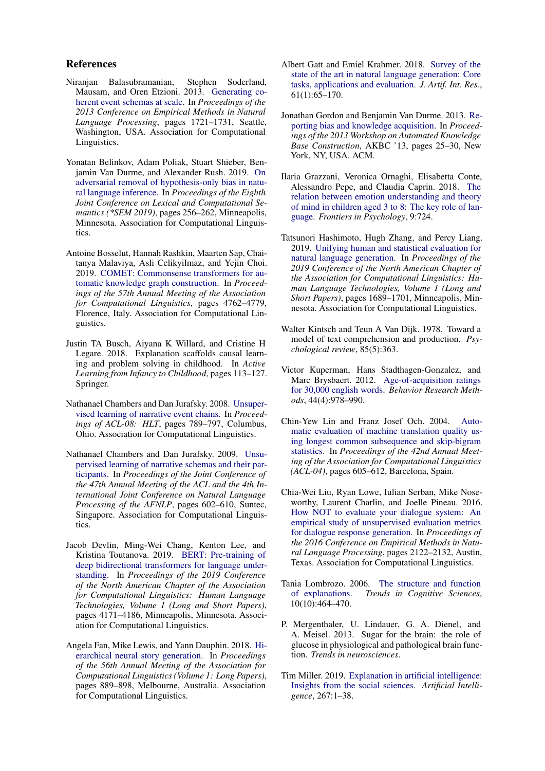## References

Niranjan Balasubramanian, Stephen Soderland, Mausam, and Oren Etzioni. 2013. Generating coherent event schemas at scale. In *Proceedings of the 2013 Conference on Empirical Methods in Natural Language Processing*, pages 1721–1731, Seattle, Washington, USA. Association for Computational Linguistics.

Yonatan Belinkov, Adam Poliak, Stuart Shieber, Benjamin Van Durme, and Alexander Rush. 2019. On adversarial removal of hypothesis-only bias in natural language inference. In *Proceedings of the Eighth Joint Conference on Lexical and Computational Semantics (*SEM 2019)*, pages 256–262, Minneapolis, Minnesota. Association for Computational Linguistics.

Antoine Bosselut, Hannah Rashkin, Maarten Sap, Chaitanya Malaviya, Asli Celikyilmaz, and Yejin Choi. 2019. COMET: Commonsense transformers for automatic knowledge graph construction. In *Proceedings of the 57th Annual Meeting of the Association for Computational Linguistics*, pages 4762–4779, Florence, Italy. Association for Computational Linguistics.

Justin TA Busch, Aiyana K Willard, and Cristine H Legare. 2018. Explanation scaffolds causal learning and problem solving in childhood. In *Active Learning from Infancy to Childhood*, pages 113–127. Springer.

Nathanael Chambers and Dan Jurafsky. 2008. Unsupervised learning of narrative event chains. In *Proceedings of ACL-08: HLT*, pages 789–797, Columbus, Ohio. Association for Computational Linguistics.

Nathanael Chambers and Dan Jurafsky. 2009. Unsupervised learning of narrative schemas and their participants. In *Proceedings of the Joint Conference of the 47th Annual Meeting of the ACL and the 4th International Joint Conference on Natural Language Processing of the AFNLP*, pages 602–610, Suntec, Singapore. Association for Computational Linguistics.

Jacob Devlin, Ming-Wei Chang, Kenton Lee, and Kristina Toutanova. 2019. BERT: Pre-training of deep bidirectional transformers for language understanding. In *Proceedings of the 2019 Conference of the North American Chapter of the Association for Computational Linguistics: Human Language Technologies, Volume 1 (Long and Short Papers)*, pages 4171–4186, Minneapolis, Minnesota. Association for Computational Linguistics.

Angela Fan, Mike Lewis, and Yann Dauphin. 2018. Hierarchical neural story generation. In *Proceedings of the 56th Annual Meeting of the Association for Computational Linguistics (Volume 1: Long Papers)*, pages 889–898, Melbourne, Australia. Association for Computational Linguistics.

Albert Gatt and Emiel Krahmer. 2018. Survey of the state of the art in natural language generation: Core tasks, applications and evaluation. *J. Artif. Int. Res.*, 61(1):65–170.

Jonathan Gordon and Benjamin Van Durme. 2013. Reporting bias and knowledge acquisition. In *Proceedings of the 2013 Workshop on Automated Knowledge Base Construction*, AKBC '13, pages 25–30, New York, NY, USA. ACM.

Ilaria Grazzani, Veronica Ornaghi, Elisabetta Conte, Alessandro Pepe, and Claudia Caprin. 2018. The relation between emotion understanding and theory of mind in children aged 3 to 8: The key role of language. *Frontiers in Psychology*, 9:724.

Tatsunori Hashimoto, Hugh Zhang, and Percy Liang. 2019. Unifying human and statistical evaluation for natural language generation. In *Proceedings of the 2019 Conference of the North American Chapter of the Association for Computational Linguistics: Human Language Technologies, Volume 1 (Long and Short Papers)*, pages 1689–1701, Minneapolis, Minnesota. Association for Computational Linguistics.

Walter Kintsch and Teun A Van Dijk. 1978. Toward a model of text comprehension and production. *Psychological review*, 85(5):363.

Victor Kuperman, Hans Stadthagen-Gonzalez, and Marc Brysbaert. 2012. Age-of-acquisition ratings for 30,000 english words. *Behavior Research Methods*, 44(4):978–990.

Chin-Yew Lin and Franz Josef Och. 2004. Automatic evaluation of machine translation quality using longest common subsequence and skip-bigram statistics. In *Proceedings of the 42nd Annual Meeting of the Association for Computational Linguistics (ACL-04)*, pages 605–612, Barcelona, Spain.

Chia-Wei Liu, Ryan Lowe, Iulian Serban, Mike Noseworthy, Laurent Charlin, and Joelle Pineau. 2016. How NOT to evaluate your dialogue system: An empirical study of unsupervised evaluation metrics for dialogue response generation. In *Proceedings of the 2016 Conference on Empirical Methods in Natural Language Processing*, pages 2122–2132, Austin, Texas. Association for Computational Linguistics.

Tania Lombrozo. 2006. The structure and function of explanations. *Trends in Cognitive Sciences*, 10(10):464–470.

P. Mergenthaler, U. Lindauer, G. A. Dienel, and A. Meisel. 2013. Sugar for the brain: the role of glucose in physiological and pathological brain function. *Trends in neurosciences*.

Tim Miller. 2019. Explanation in artificial intelligence: Insights from the social sciences. *Artificial Intelligence*, 267:1–38.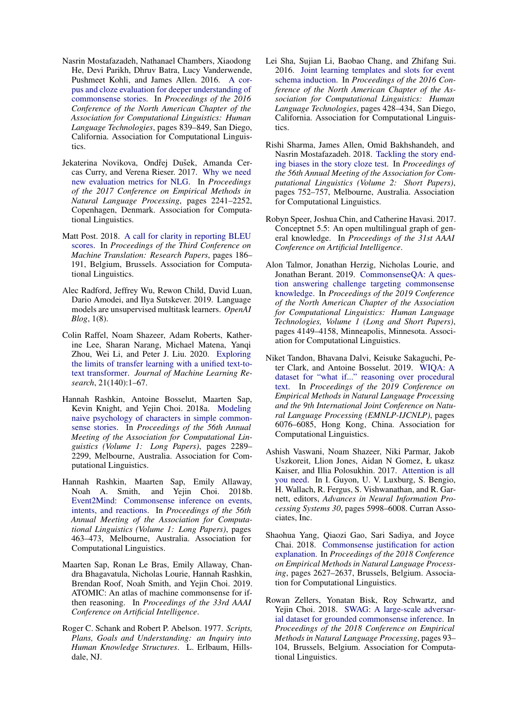Nasrin Mostafazadeh, Nathanael Chambers, Xiaodong He, Devi Parikh, Dhruv Batra, Lucy Vanderwende, Pushmeet Kohli, and James Allen. 2016. A corpus and cloze evaluation for deeper understanding of commonsense stories. In *Proceedings of the 2016 Conference of the North American Chapter of the Association for Computational Linguistics: Human Language Technologies*, pages 839–849, San Diego, California. Association for Computational Linguistics.

Jekaterina Novikova, Ondřej Dušek, Amanda Cercas Curry, and Verena Rieser. 2017. Why we need new evaluation metrics for NLG. In *Proceedings of the 2017 Conference on Empirical Methods in Natural Language Processing*, pages 2241–2252, Copenhagen, Denmark. Association for Computational Linguistics.

Matt Post. 2018. A call for clarity in reporting BLEU scores. In *Proceedings of the Third Conference on Machine Translation: Research Papers*, pages 186–191, Belgium, Brussels. Association for Computational Linguistics.

Alec Radford, Jeffrey Wu, Rewon Child, David Luan, Dario Amodei, and Ilya Sutskever. 2019. Language models are unsupervised multitask learners. *OpenAI Blog*, 1(8).

Colin Raffel, Noam Shazeer, Adam Roberts, Katherine Lee, Sharan Narang, Michael Matena, Yanqi Zhou, Wei Li, and Peter J. Liu. 2020. Exploring the limits of transfer learning with a unified text-to-text transformer. *Journal of Machine Learning Research*, 21(140):1–67.

Hannah Rashkin, Antoine Bosselut, Maarten Sap, Kevin Knight, and Yejin Choi. 2018a. Modeling naive psychology of characters in simple commonsense stories. In *Proceedings of the 56th Annual Meeting of the Association for Computational Linguistics (Volume 1: Long Papers)*, pages 2289–2299, Melbourne, Australia. Association for Computational Linguistics.

Hannah Rashkin, Maarten Sap, Emily Allaway, Noah A. Smith, and Yejin Choi. 2018b. Event2Mind: Commonsense inference on events, intents, and reactions. In *Proceedings of the 56th Annual Meeting of the Association for Computational Linguistics (Volume 1: Long Papers)*, pages 463–473, Melbourne, Australia. Association for Computational Linguistics.

Maarten Sap, Ronan Le Bras, Emily Allaway, Chandra Bhagavatula, Nicholas Lourie, Hannah Rashkin, Brendan Roof, Noah Smith, and Yejin Choi. 2019. ATOMIC: An atlas of machine commonsense for if-then reasoning. In *Proceedings of the 33rd AAAI Conference on Artificial Intelligence*.

Roger C. Schank and Robert P. Abelson. 1977. *Scripts, Plans, Goals and Understanding: an Inquiry into Human Knowledge Structures*. L. Erlbaum, Hillsdale, NJ.

Lei Sha, Sujian Li, Baobao Chang, and Zhifang Sui. 2016. Joint learning templates and slots for event schema induction. In *Proceedings of the 2016 Conference of the North American Chapter of the Association for Computational Linguistics: Human Language Technologies*, pages 428–434, San Diego, California. Association for Computational Linguistics.

Rishi Sharma, James Allen, Omid Bakhshandeh, and Nasrin Mostafazadeh. 2018. Tackling the story ending biases in the story cloze test. In *Proceedings of the 56th Annual Meeting of the Association for Computational Linguistics (Volume 2: Short Papers)*, pages 752–757, Melbourne, Australia. Association for Computational Linguistics.

Robyn Speer, Joshua Chin, and Catherine Havasi. 2017. Conceptnet 5.5: An open multilingual graph of general knowledge. In *Proceedings of the 31st AAAI Conference on Artificial Intelligence*.

Alon Talmor, Jonathan Herzig, Nicholas Lourie, and Jonathan Berant. 2019. CommonsenseQA: A question answering challenge targeting commonsense knowledge. In *Proceedings of the 2019 Conference of the North American Chapter of the Association for Computational Linguistics: Human Language Technologies, Volume 1 (Long and Short Papers)*, pages 4149–4158, Minneapolis, Minnesota. Association for Computational Linguistics.

Niket Tandon, Bhavana Dalvi, Keisuke Sakaguchi, Peter Clark, and Antoine Bosselut. 2019. WIQA: A dataset for "what if..." reasoning over procedural text. In *Proceedings of the 2019 Conference on Empirical Methods in Natural Language Processing and the 9th International Joint Conference on Natural Language Processing (EMNLP-IJCNLP)*, pages 6076–6085, Hong Kong, China. Association for Computational Linguistics.

Ashish Vaswani, Noam Shazeer, Niki Parmar, Jakob Uszkoreit, Llion Jones, Aidan N Gomez, Ł ukasz Kaiser, and Illia Polosukhin. 2017. Attention is all you need. In I. Guyon, U. V. Luxburg, S. Bengio, H. Wallach, R. Fergus, S. Vishwanathan, and R. Garnett, editors, *Advances in Neural Information Processing Systems 30*, pages 5998–6008. Curran Associates, Inc.

Shaohua Yang, Qiaozi Gao, Sari Sadiya, and Joyce Chai. 2018. Commonsense justification for action explanation. In *Proceedings of the 2018 Conference on Empirical Methods in Natural Language Processing*, pages 2627–2637, Brussels, Belgium. Association for Computational Linguistics.

Rowan Zellers, Yonatan Bisk, Roy Schwartz, and Yejin Choi. 2018. SWAG: A large-scale adversarial dataset for grounded commonsense inference. In *Proceedings of the 2018 Conference on Empirical Methods in Natural Language Processing*, pages 93–104, Brussels, Belgium. Association for Computational Linguistics.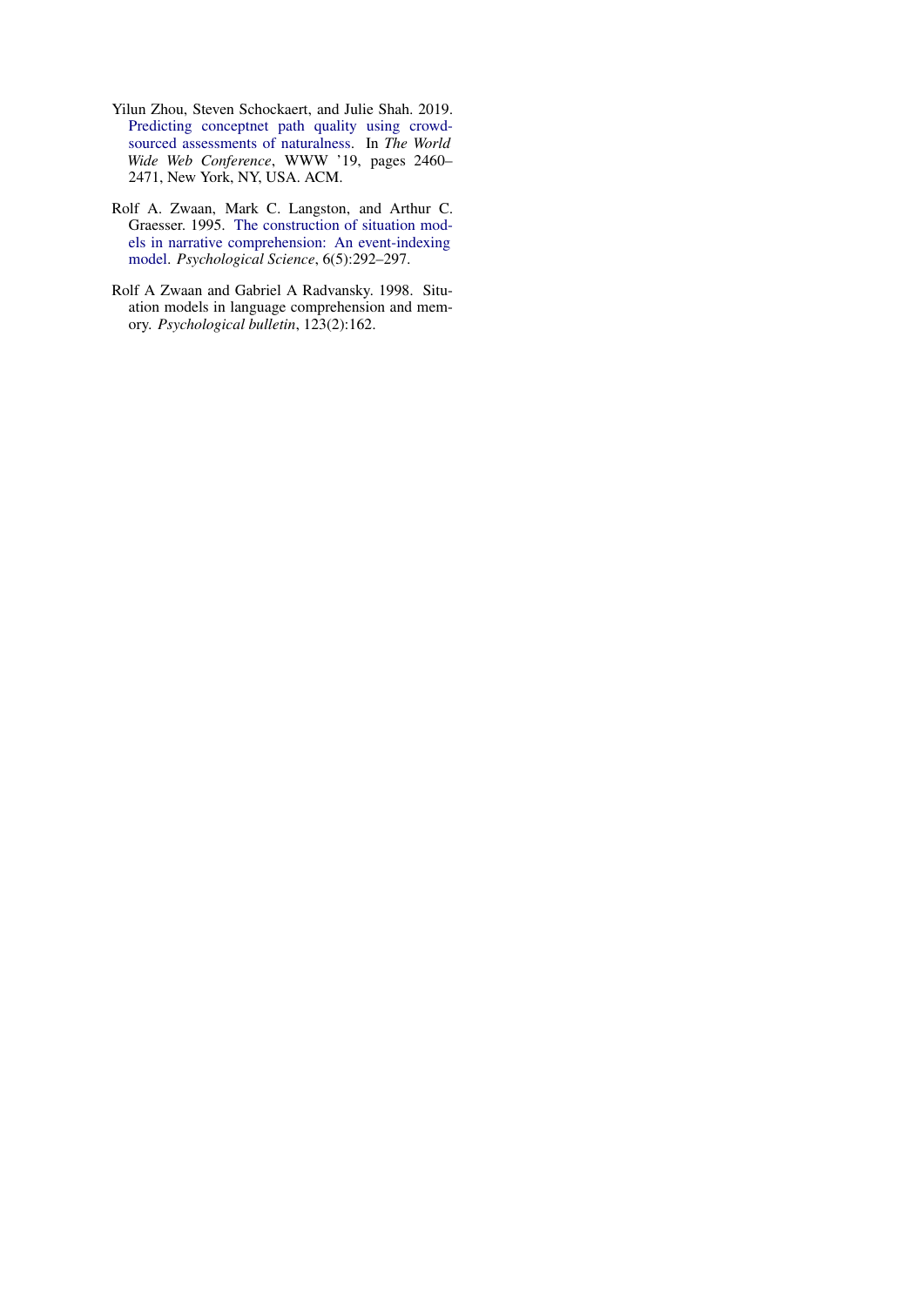Yilun Zhou, Steven Schockaert, and Julie Shah. 2019. Predicting conceptnet path quality using crowd-sourced assessments of naturalness. In *The World Wide Web Conference*, WWW '19, pages 2460–2471, New York, NY, USA. ACM.

Rolf A. Zwaan, Mark C. Langston, and Arthur C. Graesser. 1995. The construction of situation models in narrative comprehension: An event-indexing model. *Psychological Science*, 6(5):292–297.

Rolf A Zwaan and Gabriel A Radvansky. 1998. Situation models in language comprehension and memory. *Psychological bulletin*, 123(2):162.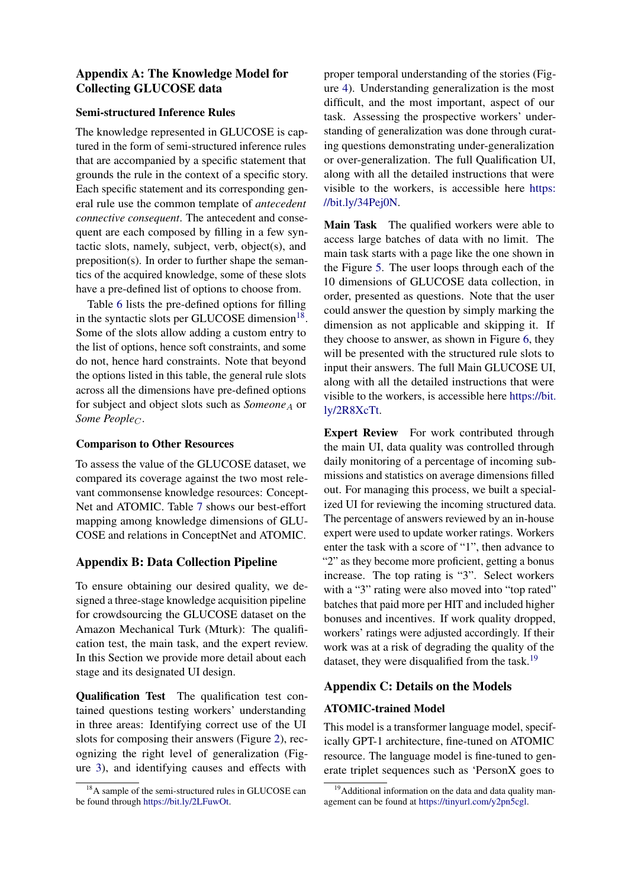## Appendix A: The Knowledge Model for Collecting GLUCOSE data

### Semi-structured Inference Rules

The knowledge represented in GLUCOSE is captured in the form of semi-structured inference rules that are accompanied by a specific statement that grounds the rule in the context of a specific story. Each specific statement and its corresponding general rule use the common template of *antecedent connective consequent*. The antecedent and consequent are each composed by filling in a few syntactic slots, namely, subject, verb, object(s), and preposition(s). In order to further shape the semantics of the acquired knowledge, some of these slots have a pre-defined list of options to choose from.

Table 6 lists the pre-defined options for filling in the syntactic slots per GLUCOSE dimension[18]. Some of the slots allow adding a custom entry to the list of options, hence soft constraints, and some do not, hence hard constraints. Note that beyond the options listed in this table, the general rule slots across all the dimensions have pre-defined options for subject and object slots such as $Someone_A$ or $Some\ People_C$.

### Comparison to Other Resources

To assess the value of the GLUCOSE dataset, we compared its coverage against the two most relevant commonsense knowledge resources: ConceptNet and ATOMIC. Table 7 shows our best-effort mapping among knowledge dimensions of GLUCOSE and relations in ConceptNet and ATOMIC.

## Appendix B: Data Collection Pipeline

To ensure obtaining our desired quality, we designed a three-stage knowledge acquisition pipeline for crowdsourcing the GLUCOSE dataset on the Amazon Mechanical Turk (Mturk): The qualification test, the main task, and the expert review. In this Section we provide more detail about each stage and its designated UI design.

**Qualification Test** The qualification test contained questions testing workers' understanding in three areas: Identifying correct use of the UI slots for composing their answers (Figure 2), recognizing the right level of generalization (Figure 3), and identifying causes and effects with proper temporal understanding of the stories (Figure 4). Understanding generalization is the most difficult, and the most important, aspect of our task. Assessing the prospective workers' understanding of generalization was done through curating questions demonstrating under-generalization or over-generalization. The full Qualification UI, along with all the detailed instructions that were visible to the workers, is accessible here https://bit.ly/34Pej0N.

**Main Task** The qualified workers were able to access large batches of data with no limit. The main task starts with a page like the one shown in the Figure 5. The user loops through each of the 10 dimensions of GLUCOSE data collection, in order, presented as questions. Note that the user could answer the question by simply marking the dimension as not applicable and skipping it. If they choose to answer, as shown in Figure 6, they will be presented with the structured rule slots to input their answers. The full Main GLUCOSE UI, along with all the detailed instructions that were visible to the workers, is accessible here https://bit.ly/2R8XcTt.

**Expert Review** For work contributed through the main UI, data quality was controlled through daily monitoring of a percentage of incoming submissions and statistics on average dimensions filled out. For managing this process, we built a specialized UI for reviewing the incoming structured data. The percentage of answers reviewed by an in-house expert were used to update worker ratings. Workers enter the task with a score of "1", then advance to "2" as they become more proficient, getting a bonus increase. The top rating is "3". Select workers with a "3" rating were also moved into "top rated" batches that paid more per HIT and included higher bonuses and incentives. If work quality dropped, workers' ratings were adjusted accordingly. If their work was at a risk of degrading the quality of the dataset, they were disqualified from the task.[19]

## Appendix C: Details on the Models

### ATOMIC-trained Model

This model is a transformer language model, specifically GPT-1 architecture, fine-tuned on ATOMIC resource. The language model is fine-tuned to generate triplet sequences such as 'PersonX goes to

[18] A sample of the semi-structured rules in GLUCOSE can be found through https://bit.ly/2LFuwOt.

[19] Additional information on the data and data quality management can be found at https://tinyurl.com/y2pn5cgl.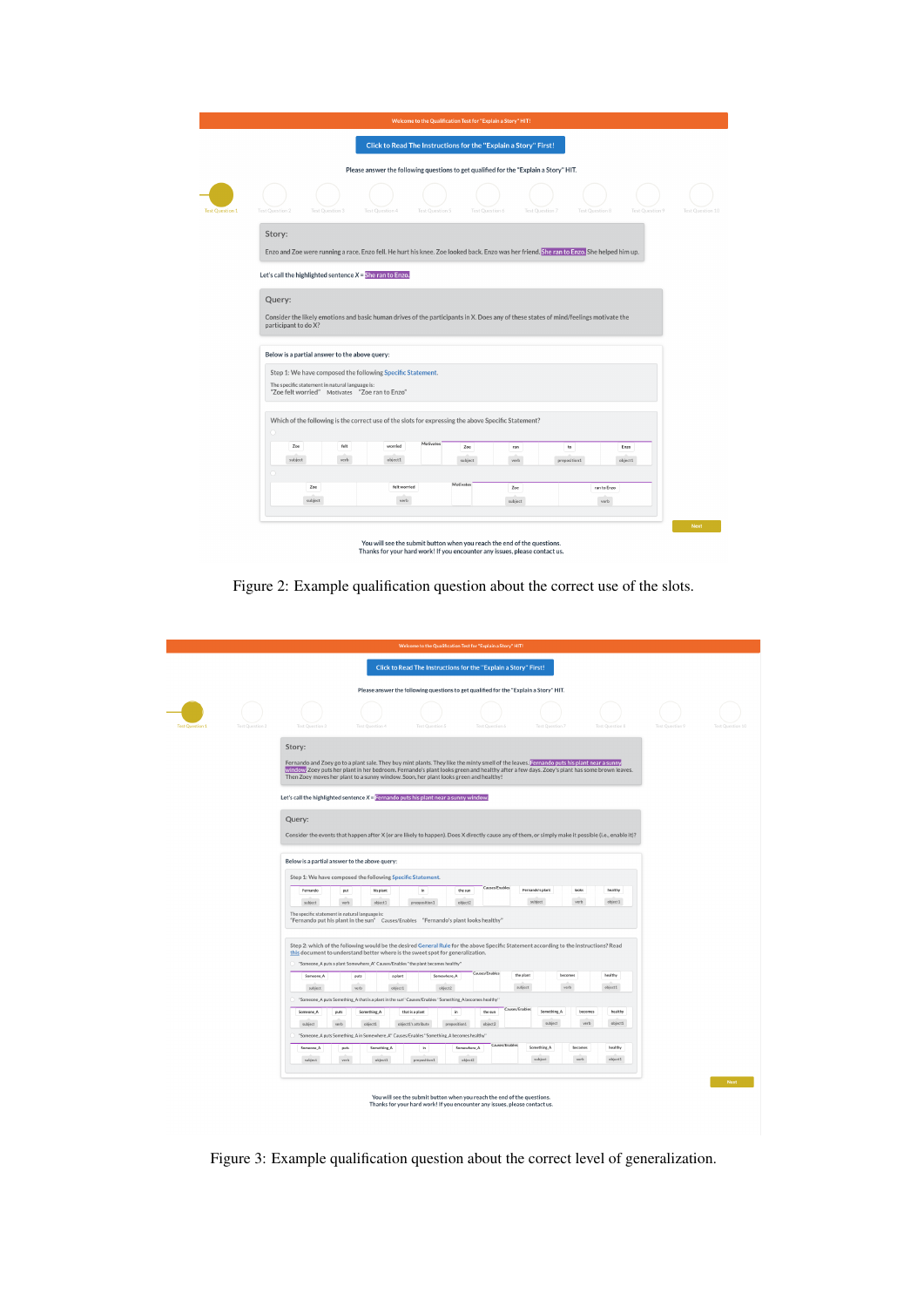Welcome to the Qualification Test for "Explain a Story" HIT!

Click to Read The Instructions for the "Explain a Story" First!

Please answer the following questions to get qualified for the "Explain a Story" HIT.

Test Question 1 | Test Question 2 | Test Question 3 | Test Question 4 | Test Question 5 | Test Question 6 | Test Question 7 | Test Question 8 | Test Question 9 | Test Question 10

**Story:**

Enzo and Zoe were running a race. Enzo fell. He hurt his knee. Zoe looked back. Enzo was her friend. She ran to Enzo. She helped him up.

Let's call the highlighted sentence X = She ran to Enzo.

**Query:**

Consider the likely emotions and basic human drives of the participants in X. Does any of these states of mind/feelings motivate the participant to do X?

Below is a partial answer to the above query:

Step 1: We have composed the following Specific Statement.

The specific statement in natural language is:
"Zoe felt worried" Motivates "Zoe ran to Enzo"

Which of the following is the correct use of the slots for expressing the above Specific Statement?

| Zoe | felt | worried | Motivates | Zoe | ran | to | Enzo |
|---|---|---|---|---|---|---|---|
| subject | verb | object1 | | subject | verb | preposition1 | object1 |

| Zoe | felt worried | Motivates | Zoe | ran to Enzo |
|---|---|---|---|---|
| subject | verb | | subject | verb |

Next

You will see the submit button when you reach the end of the questions.
Thanks for your hard work! If you encounter any issues, please contact us.

Figure 2: Example qualification question about the correct use of the slots.

Welcome to the Qualification Test for "Explain a Story" HIT!

Click to Read The Instructions for the "Explain a Story" First!

Please answer the following questions to get qualified for the "Explain a Story" HIT.

Test Question 1 | Test Question 2 | Test Question 3 | Test Question 4 | Test Question 5 | Test Question 6 | Test Question 7 | Test Question 8 | Test Question 9 | Test Question 10

**Story:**

Fernando and Zoey go to a plant sale. They buy mint plants. They like the minty smell of the leaves. Fernando puts his plant near a sunny window. Zoey puts her plant in her bedroom. Fernando's plant looks green and healthy after a few days. Zoey's plant has some brown leaves. Then Zoey moves her plant to a sunny window. Soon, her plant looks green and healthy!

Let's call the highlighted sentence X = Fernando puts his plant near a sunny window

**Query:**

Consider the events that happen after X (or are likely to happen). Does X directly cause any of them, or simply make it possible (i.e., enable it)?

Below is a partial answer to the above query:

Step 1: We have composed the following Specific Statement.

| Fernando | put | his plant | in | the sun | Causes/Enables | Fernando's plant | looks | healthy |
|---|---|---|---|---|---|---|---|---|
| subject | verb | object1 | preposition1 | object2 | | subject | verb | object1 |

The specific statement in natural language is:
"Fernando put his plant in the sun" Causes/Enables "Fernando's plant looks healthy"

Step 2: which of the following would be the desired General Rule for the above Specific Statement according to the instructions? Read this document to understand better where is the sweet spot for generalization.

"Someone_A puts a plant Somewhere_A" Causes/Enables "the plant becomes healthy"

| Someone_A | puts | a plant | Somewhere_A | Causes/Enables | the plant | becomes | healthy |
|---|---|---|---|---|---|---|---|
| subject | verb | object1 | object2 | | subject | verb | object1 |

"Someone_A puts Something_A that is a plant in the sun" Causes/Enables "Something_A becomes healthy"

| Someone_A | puts | Something_A | that is a plant | in | the sun | Causes/Enables | Something_A | becomes | healthy |
|---|---|---|---|---|---|---|---|---|---|
| subject | verb | object1 | object1's attribute | preposition1 | object2 | | subject | verb | object1 |

"Someone_A puts Something_A in Somewhere_A" Causes/Enables "Something_A becomes healthy"

| Someone_A | puts | Something_A | in | Somewhere_A | Causes/Enables | Something_A | becomes | healthy |
|---|---|---|---|---|---|---|---|---|
| subject | verb | object1 | preposition1 | object2 | | subject | verb | object1 |

Next

You will see the submit button when you reach the end of the questions.
Thanks for your hard work! If you encounter any issues, please contact us.

Figure 3: Example qualification question about the correct level of generalization.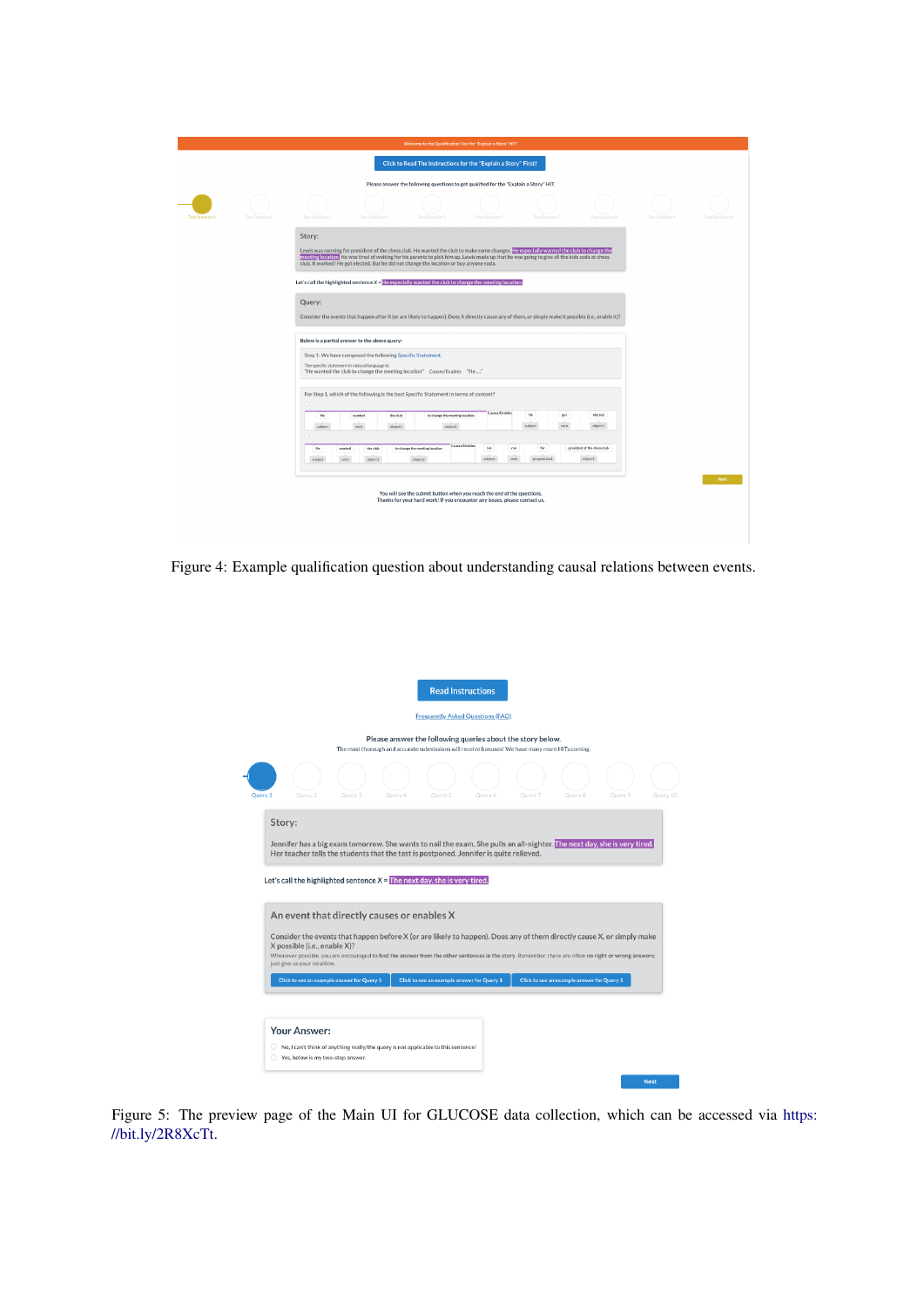Figure 4: Example qualification question about understanding causal relations between events.

Figure 5: The preview page of the Main UI for GLUCOSE data collection, which can be accessed via https://bit.ly/2R8XcTt.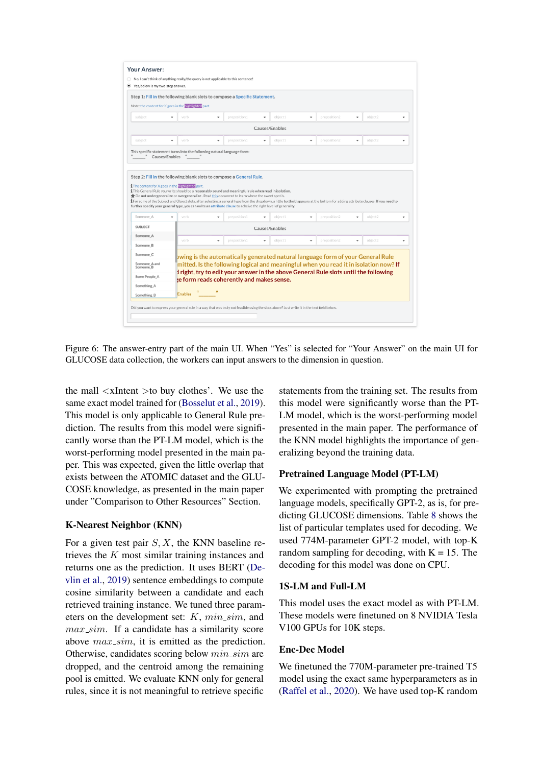Figure 6: The answer-entry part of the main UI. When "Yes" is selected for "Your Answer" on the main UI for GLUCOSE data collection, the workers can input answers to the dimension in question.

the mall <xIntent >to buy clothes'. We use the same exact model trained for (Bosselut et al., 2019). This model is only applicable to General Rule prediction. The results from this model were significantly worse than the PT-LM model, which is the worst-performing model presented in the main paper. This was expected, given the little overlap that exists between the ATOMIC dataset and the GLUCOSE knowledge, as presented in the main paper under "Comparison to Other Resources" Section.

### K-Nearest Neighbor (KNN)

For a given test pair $S, X$, the KNN baseline retrieves the $K$ most similar training instances and returns one as the prediction. It uses BERT (Devlin et al., 2019) sentence embeddings to compute cosine similarity between a candidate and each retrieved training instance. We tuned three parameters on the development set: $K$, $min\_sim$, and $max\_sim$. If a candidate has a similarity score above $max\_sim$, it is emitted as the prediction. Otherwise, candidates scoring below $min\_sim$ are dropped, and the centroid among the remaining pool is emitted. We evaluate KNN only for general rules, since it is not meaningful to retrieve specific statements from the training set. The results from this model were significantly worse than the PT-LM model, which is the worst-performing model presented in the main paper. The performance of the KNN model highlights the importance of generalizing beyond the training data.

### Pretrained Language Model (PT-LM)

We experimented with prompting the pretrained language models, specifically GPT-2, as is, for predicting GLUCOSE dimensions. Table 8 shows the list of particular templates used for decoding. We used 774M-parameter GPT-2 model, with top-K random sampling for decoding, with K = 15. The decoding for this model was done on CPU.

### 1S-LM and Full-LM

This model uses the exact model as with PT-LM. These models were finetuned on 8 NVIDIA Tesla V100 GPUs for 10K steps.

### Enc-Dec Model

We finetuned the 770M-parameter pre-trained T5 model using the exact same hyperparameters as in (Raffel et al., 2020). We have used top-K random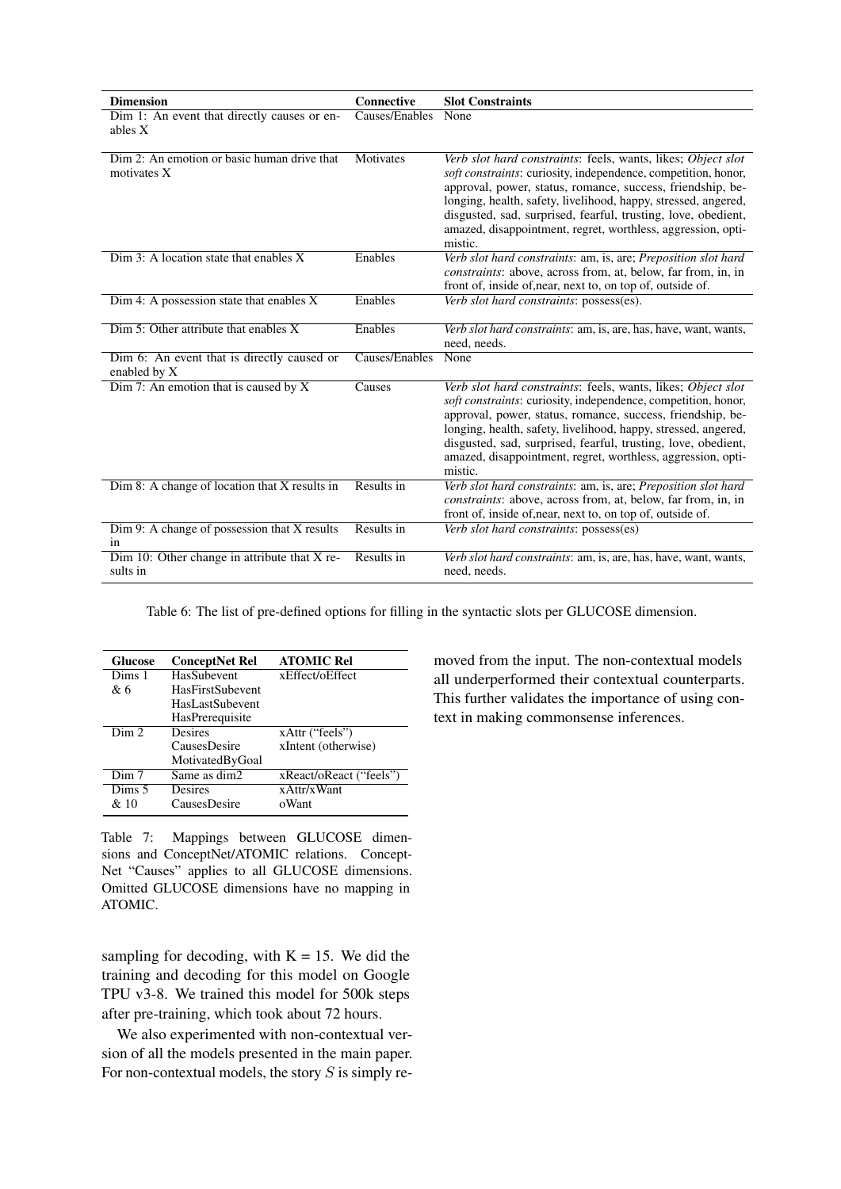| Dimension | Connective | Slot Constraints |
|---|---|---|
| Dim 1: An event that directly causes or enables X | Causes/Enables | None |
| Dim 2: An emotion or basic human drive that motivates X | Motivates | *Verb slot hard constraints*: feels, wants, likes; *Object slot soft constraints*: curiosity, independence, competition, honor, approval, power, status, romance, success, friendship, belonging, health, safety, livelihood, happy, stressed, angered, disgusted, sad, surprised, fearful, trusting, love, obedient, amazed, disappointment, regret, worthless, aggression, optimistic. |
| Dim 3: A location state that enables X | Enables | *Verb slot hard constraints*: am, is, are; *Preposition slot hard constraints*: above, across from, at, below, far from, in, in front of, inside of,near, next to, on top of, outside of. |
| Dim 4: A possession state that enables X | Enables | *Verb slot hard constraints*: possess(es). |
| Dim 5: Other attribute that enables X | Enables | *Verb slot hard constraints*: am, is, are, has, have, want, wants, need, needs. |
| Dim 6: An event that is directly caused or enabled by X | Causes/Enables | None |
| Dim 7: An emotion that is caused by X | Causes | *Verb slot hard constraints*: feels, wants, likes; *Object slot soft constraints*: curiosity, independence, competition, honor, approval, power, status, romance, success, friendship, belonging, health, safety, livelihood, happy, stressed, angered, disgusted, sad, surprised, fearful, trusting, love, obedient, amazed, disappointment, regret, worthless, aggression, optimistic. |
| Dim 8: A change of location that X results in | Results in | *Verb slot hard constraints*: am, is, are; *Preposition slot hard constraints*: above, across from, at, below, far from, in, in front of, inside of,near, next to, on top of, outside of. |
| Dim 9: A change of possession that X results in | Results in | *Verb slot hard constraints*: possess(es) |
| Dim 10: Other change in attribute that X results in | Results in | *Verb slot hard constraints*: am, is, are, has, have, want, wants, need, needs. |

Table 6: The list of pre-defined options for filling in the syntactic slots per GLUCOSE dimension.

| Glucose | ConceptNet Rel | ATOMIC Rel |
|---|---|---|
| Dims 1 & 6 | HasSubevent<br>HasFirstSubevent<br>HasLastSubevent<br>HasPrerequisite | xEffect/oEffect |
| Dim 2 | Desires<br>CausesDesire<br>MotivatedByGoal | xAttr ("feels")<br>xIntent (otherwise) |
| Dim 7 | Same as dim2 | xReact/oReact ("feels") |
| Dims 5 & 10 | Desires<br>CausesDesire | xAttr/xWant<br>oWant |

Table 7: Mappings between GLUCOSE dimensions and ConceptNet/ATOMIC relations. ConceptNet "Causes" applies to all GLUCOSE dimensions. Omitted GLUCOSE dimensions have no mapping in ATOMIC.

sampling for decoding, with K = 15. We did the training and decoding for this model on Google TPU v3-8. We trained this model for 500k steps after pre-training, which took about 72 hours.

We also experimented with non-contextual version of all the models presented in the main paper. For non-contextual models, the story $S$ is simply removed from the input. The non-contextual models all underperformed their contextual counterparts. This further validates the importance of using context in making commonsense inferences.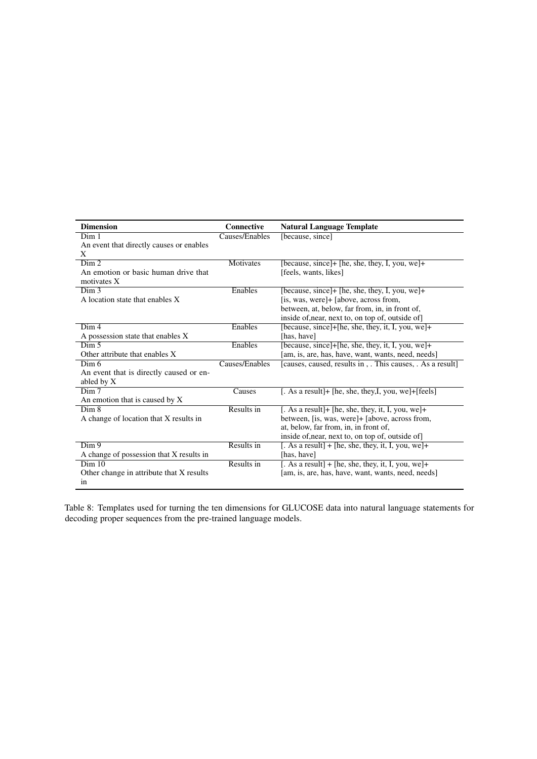| Dimension | Connective | Natural Language Template |
|---|---|---|
| Dim 1<br>An event that directly causes or enables X | Causes/Enables | [because, since] |
| Dim 2<br>An emotion or basic human drive that motivates X | Motivates | [because, since]+ [he, she, they, I, you, we]+ [feels, wants, likes] |
| Dim 3<br>A location state that enables X | Enables | [because, since]+ [he, she, they, I, you, we]+ [is, was, were]+ [above, across from, between, at, below, far from, in, in front of, inside of,near, next to, on top of, outside of] |
| Dim 4<br>A possession state that enables X | Enables | [because, since]+[he, she, they, it, I, you, we]+ [has, have] |
| Dim 5<br>Other attribute that enables X | Enables | [because, since]+[he, she, they, it, I, you, we]+ [am, is, are, has, have, want, wants, need, needs] |
| Dim 6<br>An event that is directly caused or enabled by X | Causes/Enables | [causes, caused, results in , . This causes, . As a result] |
| Dim 7<br>An emotion that is caused by X | Causes | [. As a result]+ [he, she, they,I, you, we]+[feels] |
| Dim 8<br>A change of location that X results in | Results in | [. As a result]+ [he, she, they, it, I, you, we]+ between, [is, was, were]+ [above, across from, at, below, far from, in, in front of, inside of,near, next to, on top of, outside of] |
| Dim 9<br>A change of possession that X results in | Results in | [. As a result] + [he, she, they, it, I, you, we]+ [has, have] |
| Dim 10<br>Other change in attribute that X results in | Results in | [. As a result] + [he, she, they, it, I, you, we]+ [am, is, are, has, have, want, wants, need, needs] |

Table 8: Templates used for turning the ten dimensions for GLUCOSE data into natural language statements for decoding proper sequences from the pre-trained language models.